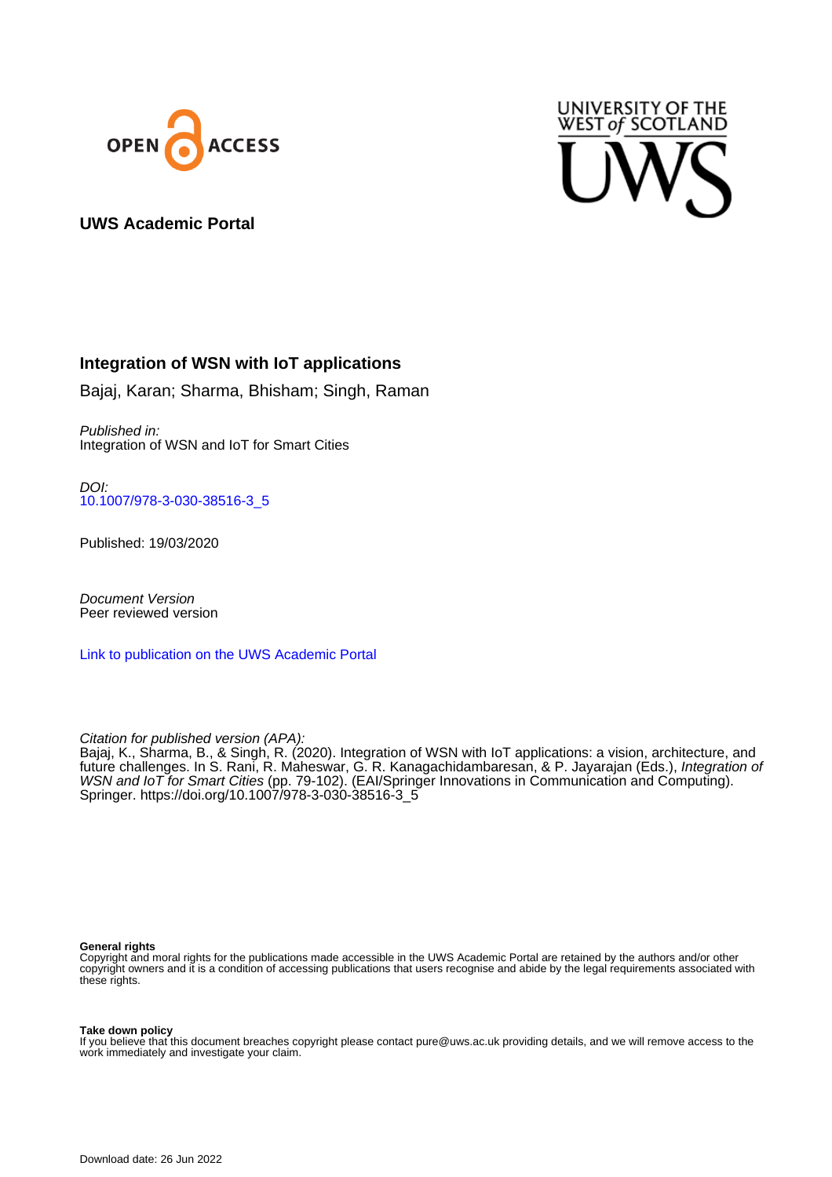OPEN ACCESS

UNIVERSITY OF THE WEST of SCOTLAND

UWS

**UWS Academic Portal**

## Integration of WSN with IoT applications

Bajaj, Karan; Sharma, Bhisham; Singh, Raman

*Published in:*
Integration of WSN and IoT for Smart Cities

*DOI:*
10.1007/978-3-030-38516-3_5

Published: 19/03/2020

*Document Version*
Peer reviewed version

Link to publication on the UWS Academic Portal

*Citation for published version (APA):*
Bajaj, K., Sharma, B., & Singh, R. (2020). Integration of WSN with IoT applications: a vision, architecture, and future challenges. In S. Rani, R. Maheswar, G. R. Kanagachidambaresan, & P. Jayarajan (Eds.), *Integration of WSN and IoT for Smart Cities* (pp. 79-102). (EAI/Springer Innovations in Communication and Computing). Springer. https://doi.org/10.1007/978-3-030-38516-3_5

**General rights**
Copyright and moral rights for the publications made accessible in the UWS Academic Portal are retained by the authors and/or other copyright owners and it is a condition of accessing publications that users recognise and abide by the legal requirements associated with these rights.

**Take down policy**
If you believe that this document breaches copyright please contact pure@uws.ac.uk providing details, and we will remove access to the work immediately and investigate your claim.

Download date: 26 Jun 2022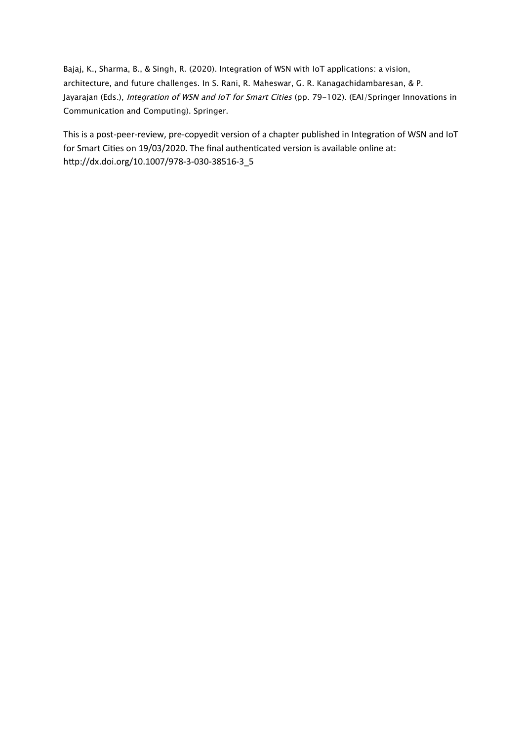Bajaj, K., Sharma, B., & Singh, R. (2020). Integration of WSN with IoT applications: a vision, architecture, and future challenges. In S. Rani, R. Maheswar, G. R. Kanagachidambaresan, & P. Jayarajan (Eds.), *Integration of WSN and IoT for Smart Cities* (pp. 79-102). (EAI/Springer Innovations in Communication and Computing). Springer.

This is a post-peer-review, pre-copyedit version of a chapter published in Integration of WSN and IoT for Smart Cities on 19/03/2020. The final authenticated version is available online at: http://dx.doi.org/10.1007/978-3-030-38516-3_5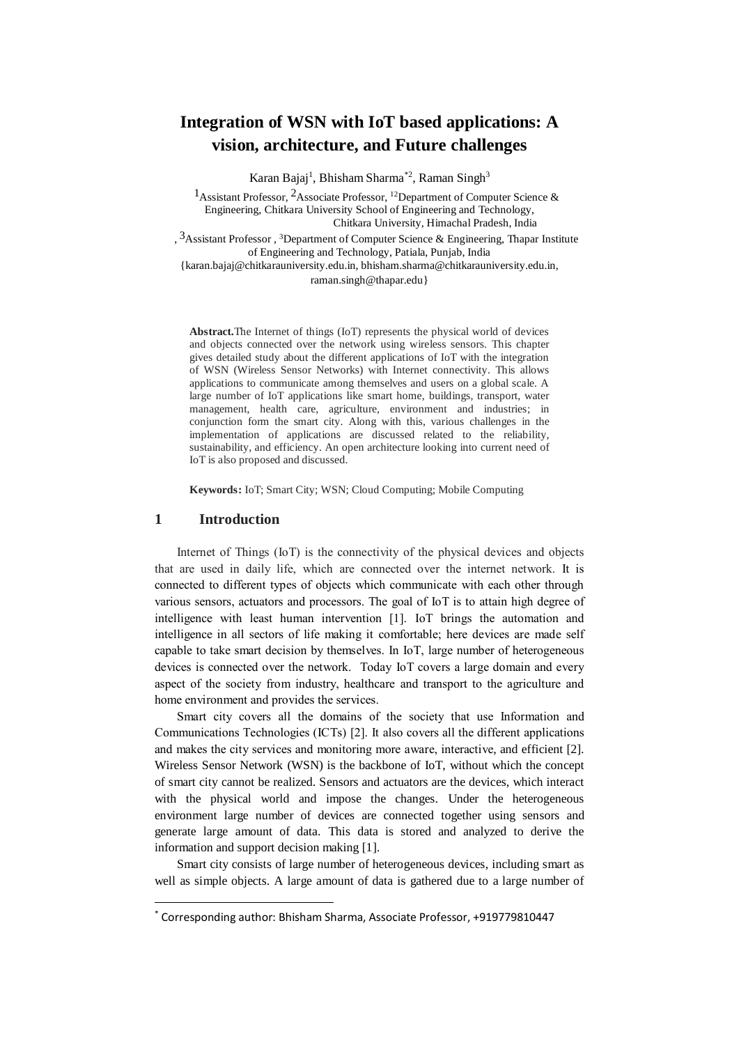# Integration of WSN with IoT based applications: A vision, architecture, and Future challenges

Karan Bajaj[1], Bhisham Sharma[*2], Raman Singh[3]

[1]Assistant Professor, [2]Associate Professor, [12]Department of Computer Science & Engineering, Chitkara University School of Engineering and Technology, Chitkara University, Himachal Pradesh, India

, [3]Assistant Professor , [3]Department of Computer Science & Engineering, Thapar Institute of Engineering and Technology, Patiala, Punjab, India

{karan.bajaj@chitkarauniversity.edu.in, bhisham.sharma@chitkarauniversity.edu.in, raman.singh@thapar.edu}

**Abstract.**The Internet of things (IoT) represents the physical world of devices and objects connected over the network using wireless sensors. This chapter gives detailed study about the different applications of IoT with the integration of WSN (Wireless Sensor Networks) with Internet connectivity. This allows applications to communicate among themselves and users on a global scale. A large number of IoT applications like smart home, buildings, transport, water management, health care, agriculture, environment and industries; in conjunction form the smart city. Along with this, various challenges in the implementation of applications are discussed related to the reliability, sustainability, and efficiency. An open architecture looking into current need of IoT is also proposed and discussed.

**Keywords:** IoT; Smart City; WSN; Cloud Computing; Mobile Computing

## 1 Introduction

Internet of Things (IoT) is the connectivity of the physical devices and objects that are used in daily life, which are connected over the internet network. It is connected to different types of objects which communicate with each other through various sensors, actuators and processors. The goal of IoT is to attain high degree of intelligence with least human intervention [1]. IoT brings the automation and intelligence in all sectors of life making it comfortable; here devices are made self capable to take smart decision by themselves. In IoT, large number of heterogeneous devices is connected over the network. Today IoT covers a large domain and every aspect of the society from industry, healthcare and transport to the agriculture and home environment and provides the services.

Smart city covers all the domains of the society that use Information and Communications Technologies (ICTs) [2]. It also covers all the different applications and makes the city services and monitoring more aware, interactive, and efficient [2]. Wireless Sensor Network (WSN) is the backbone of IoT, without which the concept of smart city cannot be realized. Sensors and actuators are the devices, which interact with the physical world and impose the changes. Under the heterogeneous environment large number of devices are connected together using sensors and generate large amount of data. This data is stored and analyzed to derive the information and support decision making [1].

Smart city consists of large number of heterogeneous devices, including smart as well as simple objects. A large amount of data is gathered due to a large number of

[*] Corresponding author: Bhisham Sharma, Associate Professor, +919779810447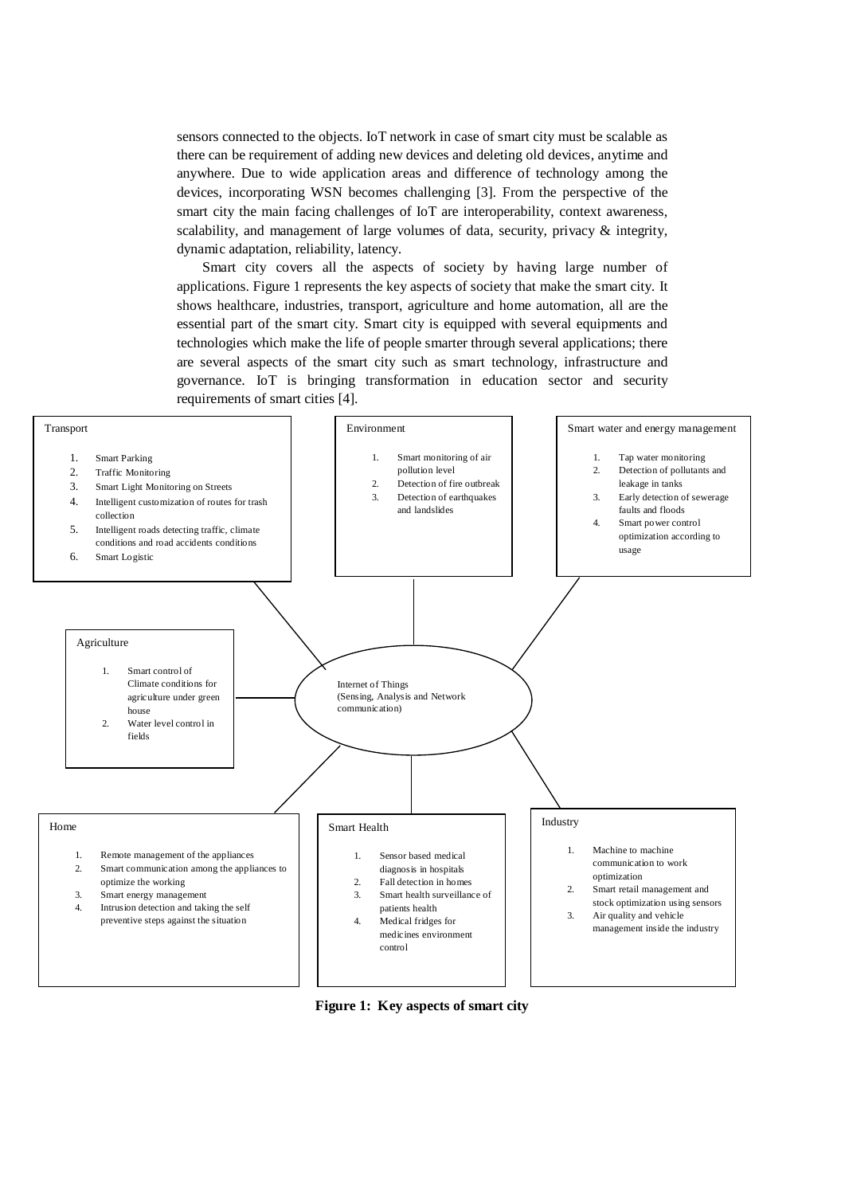sensors connected to the objects. IoT network in case of smart city must be scalable as there can be requirement of adding new devices and deleting old devices, anytime and anywhere. Due to wide application areas and difference of technology among the devices, incorporating WSN becomes challenging [3]. From the perspective of the smart city the main facing challenges of IoT are interoperability, context awareness, scalability, and management of large volumes of data, security, privacy & integrity, dynamic adaptation, reliability, latency.

Smart city covers all the aspects of society by having large number of applications. Figure 1 represents the key aspects of society that make the smart city. It shows healthcare, industries, transport, agriculture and home automation, all are the essential part of the smart city. Smart city is equipped with several equipments and technologies which make the life of people smarter through several applications; there are several aspects of the smart city such as smart technology, infrastructure and governance. IoT is bringing transformation in education sector and security requirements of smart cities [4].

Transport

1. Smart Parking
2. Traffic Monitoring
3. Smart Light Monitoring on Streets
4. Intelligent customization of routes for trash collection
5. Intelligent roads detecting traffic, climate conditions and road accidents conditions
6. Smart Logistic

Environment

1. Smart monitoring of air pollution level
2. Detection of fire outbreak
3. Detection of earthquakes and landslides

Smart water and energy management

1. Tap water monitoring
2. Detection of pollutants and leakage in tanks
3. Early detection of sewerage faults and floods
4. Smart power control optimization according to usage

Agriculture

1. Smart control of Climate conditions for agriculture under green house
2. Water level control in fields

Internet of Things
(Sensing, Analysis and Network communication)

Home

1. Remote management of the appliances
2. Smart communication among the appliances to optimize the working
3. Smart energy management
4. Intrusion detection and taking the self preventive steps against the situation

Smart Health

1. Sensor based medical diagnosis in hospitals
2. Fall detection in homes
3. Smart health surveillance of patients health
4. Medical fridges for medicines environment control

Industry

1. Machine to machine communication to work optimization
2. Smart retail management and stock optimization using sensors
3. Air quality and vehicle management inside the industry

**Figure 1: Key aspects of smart city**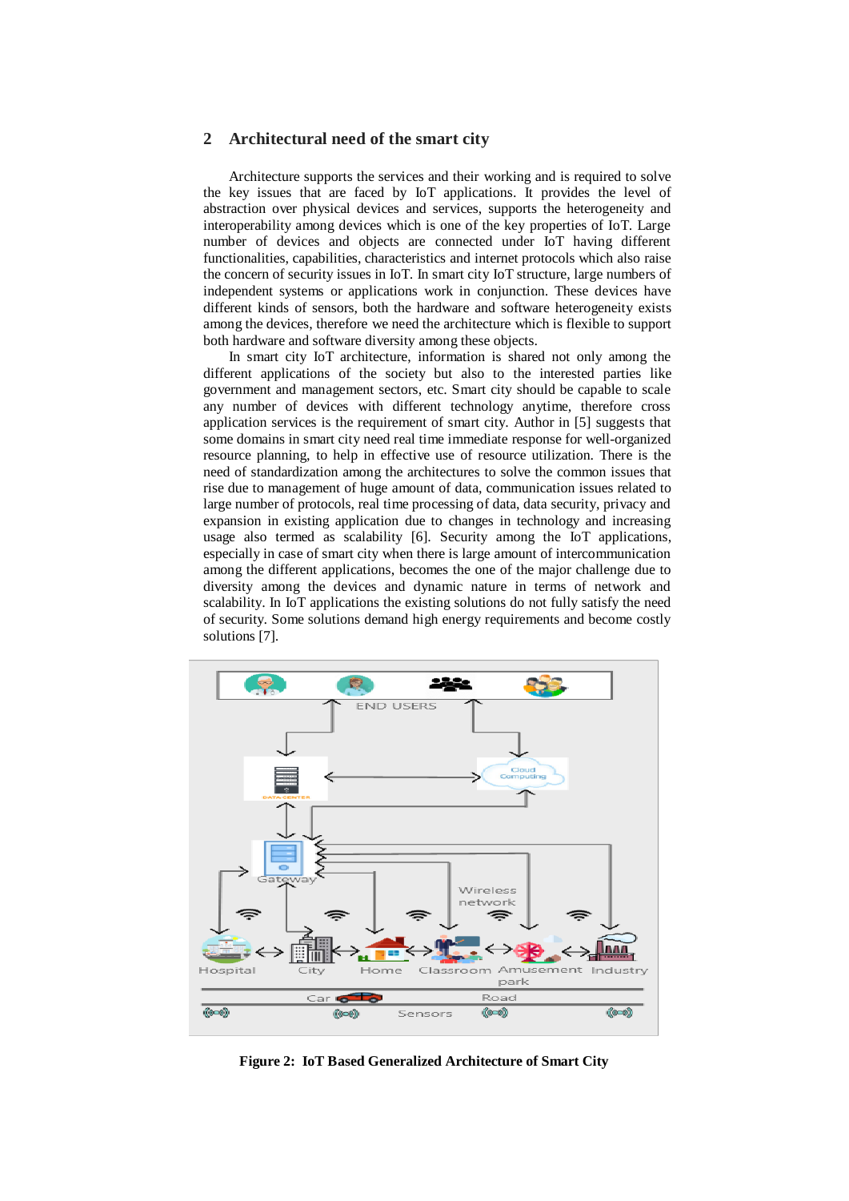## 2 Architectural need of the smart city

Architecture supports the services and their working and is required to solve the key issues that are faced by IoT applications. It provides the level of abstraction over physical devices and services, supports the heterogeneity and interoperability among devices which is one of the key properties of IoT. Large number of devices and objects are connected under IoT having different functionalities, capabilities, characteristics and internet protocols which also raise the concern of security issues in IoT. In smart city IoT structure, large numbers of independent systems or applications work in conjunction. These devices have different kinds of sensors, both the hardware and software heterogeneity exists among the devices, therefore we need the architecture which is flexible to support both hardware and software diversity among these objects.

In smart city IoT architecture, information is shared not only among the different applications of the society but also to the interested parties like government and management sectors, etc. Smart city should be capable to scale any number of devices with different technology anytime, therefore cross application services is the requirement of smart city. Author in [5] suggests that some domains in smart city need real time immediate response for well-organized resource planning, to help in effective use of resource utilization. There is the need of standardization among the architectures to solve the common issues that rise due to management of huge amount of data, communication issues related to large number of protocols, real time processing of data, data security, privacy and expansion in existing application due to changes in technology and increasing usage also termed as scalability [6]. Security among the IoT applications, especially in case of smart city when there is large amount of intercommunication among the different applications, becomes the one of the major challenge due to diversity among the devices and dynamic nature in terms of network and scalability. In IoT applications the existing solutions do not fully satisfy the need of security. Some solutions demand high energy requirements and become costly solutions [7].

END USERS

DATA CENTER

Cloud Computing

Gateway

Wireless network

Hospital

City

Home

Classroom

Amusement park

Industry

Car

Road

Sensors

**Figure 2: IoT Based Generalized Architecture of Smart City**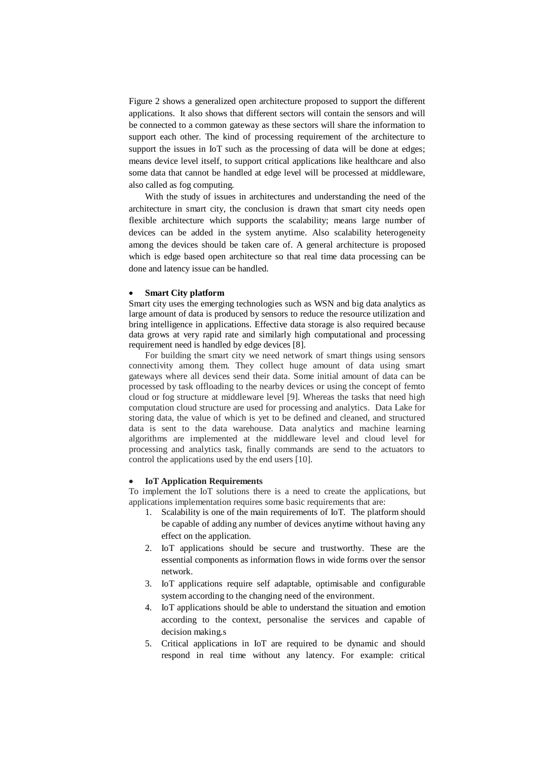Figure 2 shows a generalized open architecture proposed to support the different applications. It also shows that different sectors will contain the sensors and will be connected to a common gateway as these sectors will share the information to support each other. The kind of processing requirement of the architecture to support the issues in IoT such as the processing of data will be done at edges; means device level itself, to support critical applications like healthcare and also some data that cannot be handled at edge level will be processed at middleware, also called as fog computing.

With the study of issues in architectures and understanding the need of the architecture in smart city, the conclusion is drawn that smart city needs open flexible architecture which supports the scalability; means large number of devices can be added in the system anytime. Also scalability heterogeneity among the devices should be taken care of. A general architecture is proposed which is edge based open architecture so that real time data processing can be done and latency issue can be handled.

- **Smart City platform**

Smart city uses the emerging technologies such as WSN and big data analytics as large amount of data is produced by sensors to reduce the resource utilization and bring intelligence in applications. Effective data storage is also required because data grows at very rapid rate and similarly high computational and processing requirement need is handled by edge devices [8].

For building the smart city we need network of smart things using sensors connectivity among them. They collect huge amount of data using smart gateways where all devices send their data. Some initial amount of data can be processed by task offloading to the nearby devices or using the concept of femto cloud or fog structure at middleware level [9]. Whereas the tasks that need high computation cloud structure are used for processing and analytics. Data Lake for storing data, the value of which is yet to be defined and cleaned, and structured data is sent to the data warehouse. Data analytics and machine learning algorithms are implemented at the middleware level and cloud level for processing and analytics task, finally commands are send to the actuators to control the applications used by the end users [10].

- **IoT Application Requirements**

To implement the IoT solutions there is a need to create the applications, but applications implementation requires some basic requirements that are:

1. Scalability is one of the main requirements of IoT. The platform should be capable of adding any number of devices anytime without having any effect on the application.
2. IoT applications should be secure and trustworthy. These are the essential components as information flows in wide forms over the sensor network.
3. IoT applications require self adaptable, optimisable and configurable system according to the changing need of the environment.
4. IoT applications should be able to understand the situation and emotion according to the context, personalise the services and capable of decision making.s
5. Critical applications in IoT are required to be dynamic and should respond in real time without any latency. For example: critical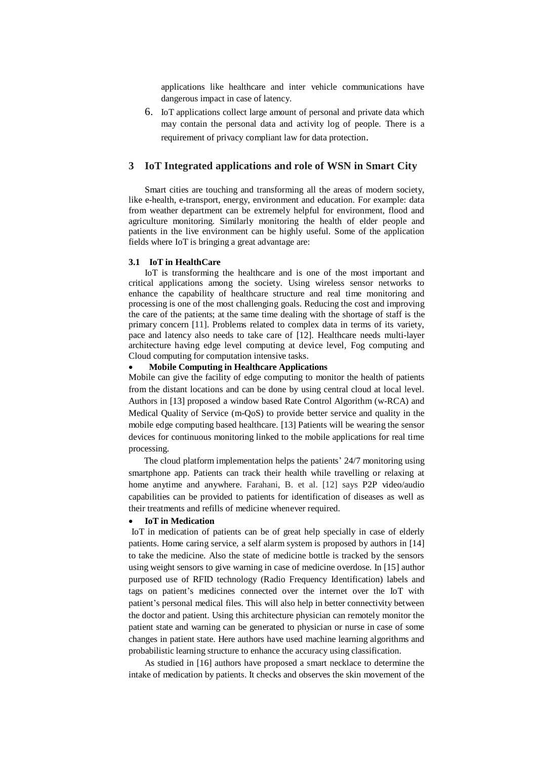applications like healthcare and inter vehicle communications have dangerous impact in case of latency.

6. IoT applications collect large amount of personal and private data which may contain the personal data and activity log of people. There is a requirement of privacy compliant law for data protection.

## 3 IoT Integrated applications and role of WSN in Smart City

Smart cities are touching and transforming all the areas of modern society, like e-health, e-transport, energy, environment and education. For example: data from weather department can be extremely helpful for environment, flood and agriculture monitoring. Similarly monitoring the health of elder people and patients in the live environment can be highly useful. Some of the application fields where IoT is bringing a great advantage are:

### 3.1 IoT in HealthCare

IoT is transforming the healthcare and is one of the most important and critical applications among the society. Using wireless sensor networks to enhance the capability of healthcare structure and real time monitoring and processing is one of the most challenging goals. Reducing the cost and improving the care of the patients; at the same time dealing with the shortage of staff is the primary concern [11]. Problems related to complex data in terms of its variety, pace and latency also needs to take care of [12]. Healthcare needs multi-layer architecture having edge level computing at device level, Fog computing and Cloud computing for computation intensive tasks.

- **Mobile Computing in Healthcare Applications**

Mobile can give the facility of edge computing to monitor the health of patients from the distant locations and can be done by using central cloud at local level. Authors in [13] proposed a window based Rate Control Algorithm (w-RCA) and Medical Quality of Service (m-QoS) to provide better service and quality in the mobile edge computing based healthcare. [13] Patients will be wearing the sensor devices for continuous monitoring linked to the mobile applications for real time processing.

The cloud platform implementation helps the patients' 24/7 monitoring using smartphone app. Patients can track their health while travelling or relaxing at home anytime and anywhere. Farahani, B. et al. [12] says P2P video/audio capabilities can be provided to patients for identification of diseases as well as their treatments and refills of medicine whenever required.

- **IoT in Medication**

IoT in medication of patients can be of great help specially in case of elderly patients. Home caring service, a self alarm system is proposed by authors in [14] to take the medicine. Also the state of medicine bottle is tracked by the sensors using weight sensors to give warning in case of medicine overdose. In [15] author purposed use of RFID technology (Radio Frequency Identification) labels and tags on patient's medicines connected over the internet over the IoT with patient's personal medical files. This will also help in better connectivity between the doctor and patient. Using this architecture physician can remotely monitor the patient state and warning can be generated to physician or nurse in case of some changes in patient state. Here authors have used machine learning algorithms and probabilistic learning structure to enhance the accuracy using classification.

As studied in [16] authors have proposed a smart necklace to determine the intake of medication by patients. It checks and observes the skin movement of the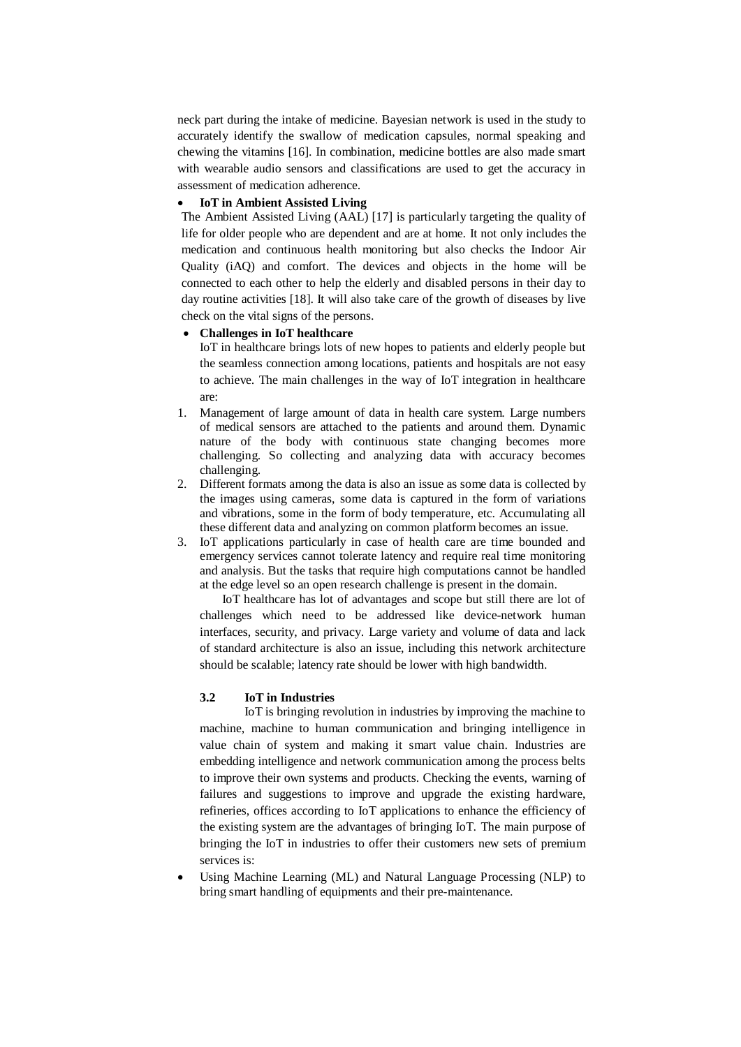neck part during the intake of medicine. Bayesian network is used in the study to accurately identify the swallow of medication capsules, normal speaking and chewing the vitamins [16]. In combination, medicine bottles are also made smart with wearable audio sensors and classifications are used to get the accuracy in assessment of medication adherence.

- **IoT in Ambient Assisted Living**

The Ambient Assisted Living (AAL) [17] is particularly targeting the quality of life for older people who are dependent and are at home. It not only includes the medication and continuous health monitoring but also checks the Indoor Air Quality (iAQ) and comfort. The devices and objects in the home will be connected to each other to help the elderly and disabled persons in their day to day routine activities [18]. It will also take care of the growth of diseases by live check on the vital signs of the persons.

- **Challenges in IoT healthcare**

IoT in healthcare brings lots of new hopes to patients and elderly people but the seamless connection among locations, patients and hospitals are not easy to achieve. The main challenges in the way of IoT integration in healthcare are:

1. Management of large amount of data in health care system. Large numbers of medical sensors are attached to the patients and around them. Dynamic nature of the body with continuous state changing becomes more challenging. So collecting and analyzing data with accuracy becomes challenging.
2. Different formats among the data is also an issue as some data is collected by the images using cameras, some data is captured in the form of variations and vibrations, some in the form of body temperature, etc. Accumulating all these different data and analyzing on common platform becomes an issue.
3. IoT applications particularly in case of health care are time bounded and emergency services cannot tolerate latency and require real time monitoring and analysis. But the tasks that require high computations cannot be handled at the edge level so an open research challenge is present in the domain.

IoT healthcare has lot of advantages and scope but still there are lot of challenges which need to be addressed like device-network human interfaces, security, and privacy. Large variety and volume of data and lack of standard architecture is also an issue, including this network architecture should be scalable; latency rate should be lower with high bandwidth.

### 3.2 IoT in Industries

IoT is bringing revolution in industries by improving the machine to machine, machine to human communication and bringing intelligence in value chain of system and making it smart value chain. Industries are embedding intelligence and network communication among the process belts to improve their own systems and products. Checking the events, warning of failures and suggestions to improve and upgrade the existing hardware, refineries, offices according to IoT applications to enhance the efficiency of the existing system are the advantages of bringing IoT. The main purpose of bringing the IoT in industries to offer their customers new sets of premium services is:

- Using Machine Learning (ML) and Natural Language Processing (NLP) to bring smart handling of equipments and their pre-maintenance.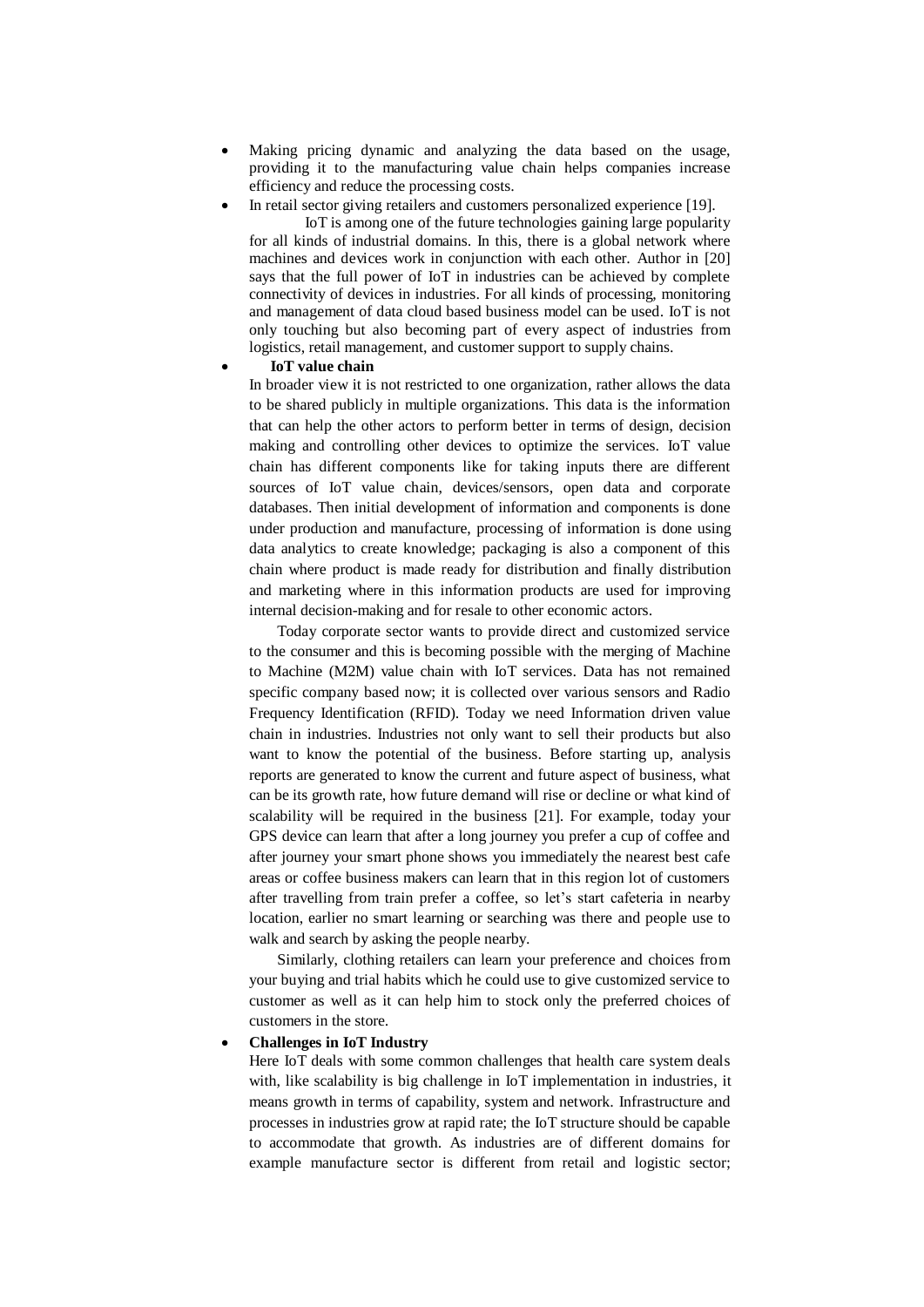- Making pricing dynamic and analyzing the data based on the usage, providing it to the manufacturing value chain helps companies increase efficiency and reduce the processing costs.
- In retail sector giving retailers and customers personalized experience [19].

  IoT is among one of the future technologies gaining large popularity for all kinds of industrial domains. In this, there is a global network where machines and devices work in conjunction with each other. Author in [20] says that the full power of IoT in industries can be achieved by complete connectivity of devices in industries. For all kinds of processing, monitoring and management of data cloud based business model can be used. IoT is not only touching but also becoming part of every aspect of industries from logistics, retail management, and customer support to supply chains.

- **IoT value chain**

  In broader view it is not restricted to one organization, rather allows the data to be shared publicly in multiple organizations. This data is the information that can help the other actors to perform better in terms of design, decision making and controlling other devices to optimize the services. IoT value chain has different components like for taking inputs there are different sources of IoT value chain, devices/sensors, open data and corporate databases. Then initial development of information and components is done under production and manufacture, processing of information is done using data analytics to create knowledge; packaging is also a component of this chain where product is made ready for distribution and finally distribution and marketing where in this information products are used for improving internal decision-making and for resale to other economic actors.

  Today corporate sector wants to provide direct and customized service to the consumer and this is becoming possible with the merging of Machine to Machine (M2M) value chain with IoT services. Data has not remained specific company based now; it is collected over various sensors and Radio Frequency Identification (RFID). Today we need Information driven value chain in industries. Industries not only want to sell their products but also want to know the potential of the business. Before starting up, analysis reports are generated to know the current and future aspect of business, what can be its growth rate, how future demand will rise or decline or what kind of scalability will be required in the business [21]. For example, today your GPS device can learn that after a long journey you prefer a cup of coffee and after journey your smart phone shows you immediately the nearest best cafe areas or coffee business makers can learn that in this region lot of customers after travelling from train prefer a coffee, so let's start cafeteria in nearby location, earlier no smart learning or searching was there and people use to walk and search by asking the people nearby.

  Similarly, clothing retailers can learn your preference and choices from your buying and trial habits which he could use to give customized service to customer as well as it can help him to stock only the preferred choices of customers in the store.

- **Challenges in IoT Industry**

  Here IoT deals with some common challenges that health care system deals with, like scalability is big challenge in IoT implementation in industries, it means growth in terms of capability, system and network. Infrastructure and processes in industries grow at rapid rate; the IoT structure should be capable to accommodate that growth. As industries are of different domains for example manufacture sector is different from retail and logistic sector;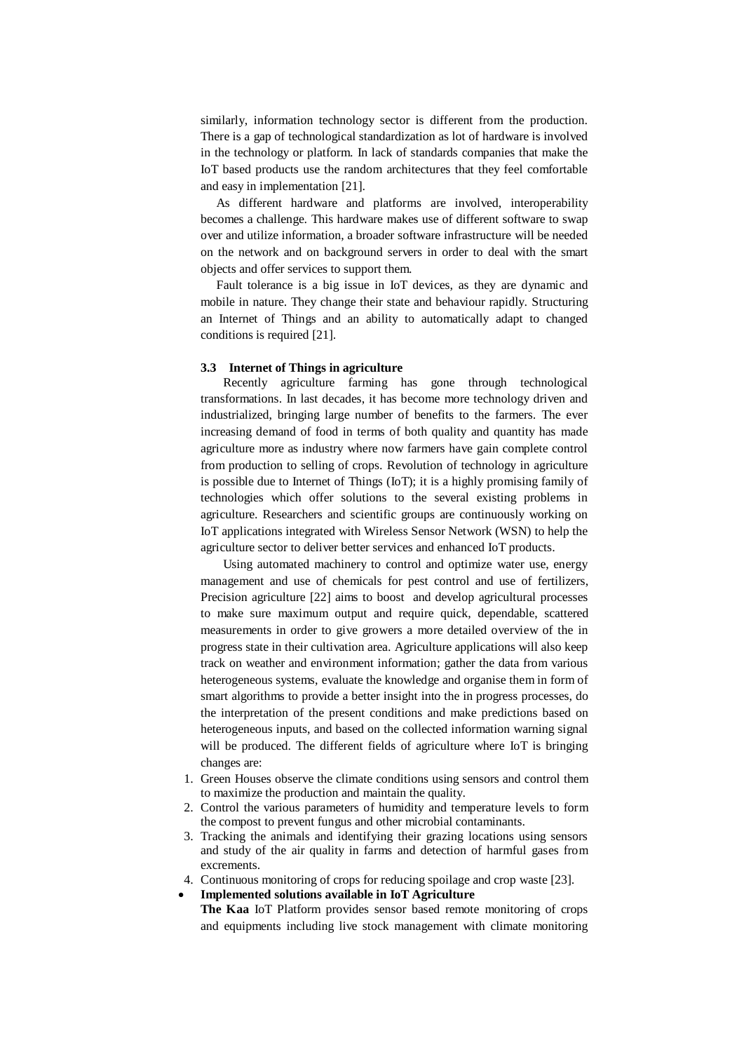similarly, information technology sector is different from the production. There is a gap of technological standardization as lot of hardware is involved in the technology or platform. In lack of standards companies that make the IoT based products use the random architectures that they feel comfortable and easy in implementation [21].

As different hardware and platforms are involved, interoperability becomes a challenge. This hardware makes use of different software to swap over and utilize information, a broader software infrastructure will be needed on the network and on background servers in order to deal with the smart objects and offer services to support them.

Fault tolerance is a big issue in IoT devices, as they are dynamic and mobile in nature. They change their state and behaviour rapidly. Structuring an Internet of Things and an ability to automatically adapt to changed conditions is required [21].

### 3.3 Internet of Things in agriculture

Recently agriculture farming has gone through technological transformations. In last decades, it has become more technology driven and industrialized, bringing large number of benefits to the farmers. The ever increasing demand of food in terms of both quality and quantity has made agriculture more as industry where now farmers have gain complete control from production to selling of crops. Revolution of technology in agriculture is possible due to Internet of Things (IoT); it is a highly promising family of technologies which offer solutions to the several existing problems in agriculture. Researchers and scientific groups are continuously working on IoT applications integrated with Wireless Sensor Network (WSN) to help the agriculture sector to deliver better services and enhanced IoT products.

Using automated machinery to control and optimize water use, energy management and use of chemicals for pest control and use of fertilizers, Precision agriculture [22] aims to boost and develop agricultural processes to make sure maximum output and require quick, dependable, scattered measurements in order to give growers a more detailed overview of the in progress state in their cultivation area. Agriculture applications will also keep track on weather and environment information; gather the data from various heterogeneous systems, evaluate the knowledge and organise them in form of smart algorithms to provide a better insight into the in progress processes, do the interpretation of the present conditions and make predictions based on heterogeneous inputs, and based on the collected information warning signal will be produced. The different fields of agriculture where IoT is bringing changes are:

1. Green Houses observe the climate conditions using sensors and control them to maximize the production and maintain the quality.
2. Control the various parameters of humidity and temperature levels to form the compost to prevent fungus and other microbial contaminants.
3. Tracking the animals and identifying their grazing locations using sensors and study of the air quality in farms and detection of harmful gases from excrements.
4. Continuous monitoring of crops for reducing spoilage and crop waste [23].

- **Implemented solutions available in IoT Agriculture**

  **The Kaa** IoT Platform provides sensor based remote monitoring of crops and equipments including live stock management with climate monitoring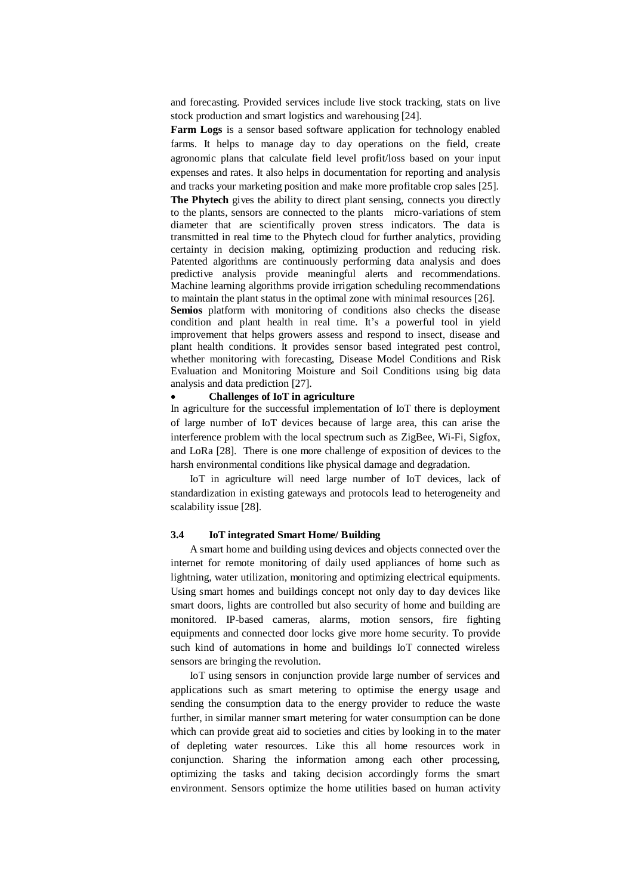and forecasting. Provided services include live stock tracking, stats on live stock production and smart logistics and warehousing [24].

**Farm Logs** is a sensor based software application for technology enabled farms. It helps to manage day to day operations on the field, create agronomic plans that calculate field level profit/loss based on your input expenses and rates. It also helps in documentation for reporting and analysis and tracks your marketing position and make more profitable crop sales [25].

**The Phytech** gives the ability to direct plant sensing, connects you directly to the plants, sensors are connected to the plants micro-variations of stem diameter that are scientifically proven stress indicators. The data is transmitted in real time to the Phytech cloud for further analytics, providing certainty in decision making, optimizing production and reducing risk. Patented algorithms are continuously performing data analysis and does predictive analysis provide meaningful alerts and recommendations. Machine learning algorithms provide irrigation scheduling recommendations to maintain the plant status in the optimal zone with minimal resources [26].

**Semios** platform with monitoring of conditions also checks the disease condition and plant health in real time. It's a powerful tool in yield improvement that helps growers assess and respond to insect, disease and plant health conditions. It provides sensor based integrated pest control, whether monitoring with forecasting, Disease Model Conditions and Risk Evaluation and Monitoring Moisture and Soil Conditions using big data analysis and data prediction [27].

- **Challenges of IoT in agriculture**

In agriculture for the successful implementation of IoT there is deployment of large number of IoT devices because of large area, this can arise the interference problem with the local spectrum such as ZigBee, Wi-Fi, Sigfox, and LoRa [28]. There is one more challenge of exposition of devices to the harsh environmental conditions like physical damage and degradation.

IoT in agriculture will need large number of IoT devices, lack of standardization in existing gateways and protocols lead to heterogeneity and scalability issue [28].

### 3.4 IoT integrated Smart Home/ Building

A smart home and building using devices and objects connected over the internet for remote monitoring of daily used appliances of home such as lightning, water utilization, monitoring and optimizing electrical equipments. Using smart homes and buildings concept not only day to day devices like smart doors, lights are controlled but also security of home and building are monitored. IP-based cameras, alarms, motion sensors, fire fighting equipments and connected door locks give more home security. To provide such kind of automations in home and buildings IoT connected wireless sensors are bringing the revolution.

IoT using sensors in conjunction provide large number of services and applications such as smart metering to optimise the energy usage and sending the consumption data to the energy provider to reduce the waste further, in similar manner smart metering for water consumption can be done which can provide great aid to societies and cities by looking in to the mater of depleting water resources. Like this all home resources work in conjunction. Sharing the information among each other processing, optimizing the tasks and taking decision accordingly forms the smart environment. Sensors optimize the home utilities based on human activity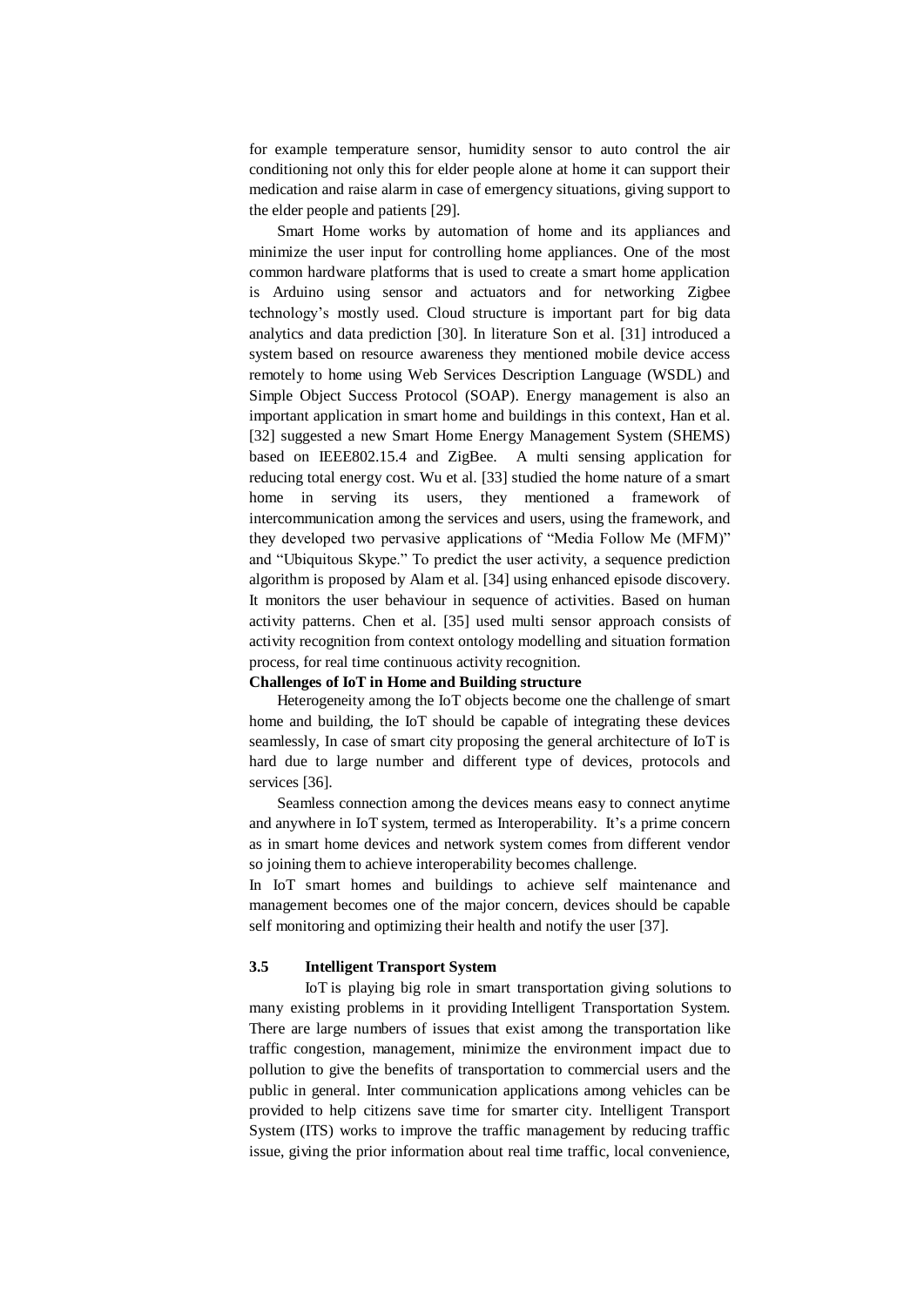for example temperature sensor, humidity sensor to auto control the air conditioning not only this for elder people alone at home it can support their medication and raise alarm in case of emergency situations, giving support to the elder people and patients [29].

Smart Home works by automation of home and its appliances and minimize the user input for controlling home appliances. One of the most common hardware platforms that is used to create a smart home application is Arduino using sensor and actuators and for networking Zigbee technology's mostly used. Cloud structure is important part for big data analytics and data prediction [30]. In literature Son et al. [31] introduced a system based on resource awareness they mentioned mobile device access remotely to home using Web Services Description Language (WSDL) and Simple Object Success Protocol (SOAP). Energy management is also an important application in smart home and buildings in this context, Han et al. [32] suggested a new Smart Home Energy Management System (SHEMS) based on IEEE802.15.4 and ZigBee. A multi sensing application for reducing total energy cost. Wu et al. [33] studied the home nature of a smart home in serving its users, they mentioned a framework of intercommunication among the services and users, using the framework, and they developed two pervasive applications of "Media Follow Me (MFM)" and "Ubiquitous Skype." To predict the user activity, a sequence prediction algorithm is proposed by Alam et al. [34] using enhanced episode discovery. It monitors the user behaviour in sequence of activities. Based on human activity patterns. Chen et al. [35] used multi sensor approach consists of activity recognition from context ontology modelling and situation formation process, for real time continuous activity recognition.

**Challenges of IoT in Home and Building structure**

Heterogeneity among the IoT objects become one the challenge of smart home and building, the IoT should be capable of integrating these devices seamlessly, In case of smart city proposing the general architecture of IoT is hard due to large number and different type of devices, protocols and services [36].

Seamless connection among the devices means easy to connect anytime and anywhere in IoT system, termed as Interoperability. It's a prime concern as in smart home devices and network system comes from different vendor so joining them to achieve interoperability becomes challenge.

In IoT smart homes and buildings to achieve self maintenance and management becomes one of the major concern, devices should be capable self monitoring and optimizing their health and notify the user [37].

### 3.5 Intelligent Transport System

IoT is playing big role in smart transportation giving solutions to many existing problems in it providing Intelligent Transportation System. There are large numbers of issues that exist among the transportation like traffic congestion, management, minimize the environment impact due to pollution to give the benefits of transportation to commercial users and the public in general. Inter communication applications among vehicles can be provided to help citizens save time for smarter city. Intelligent Transport System (ITS) works to improve the traffic management by reducing traffic issue, giving the prior information about real time traffic, local convenience,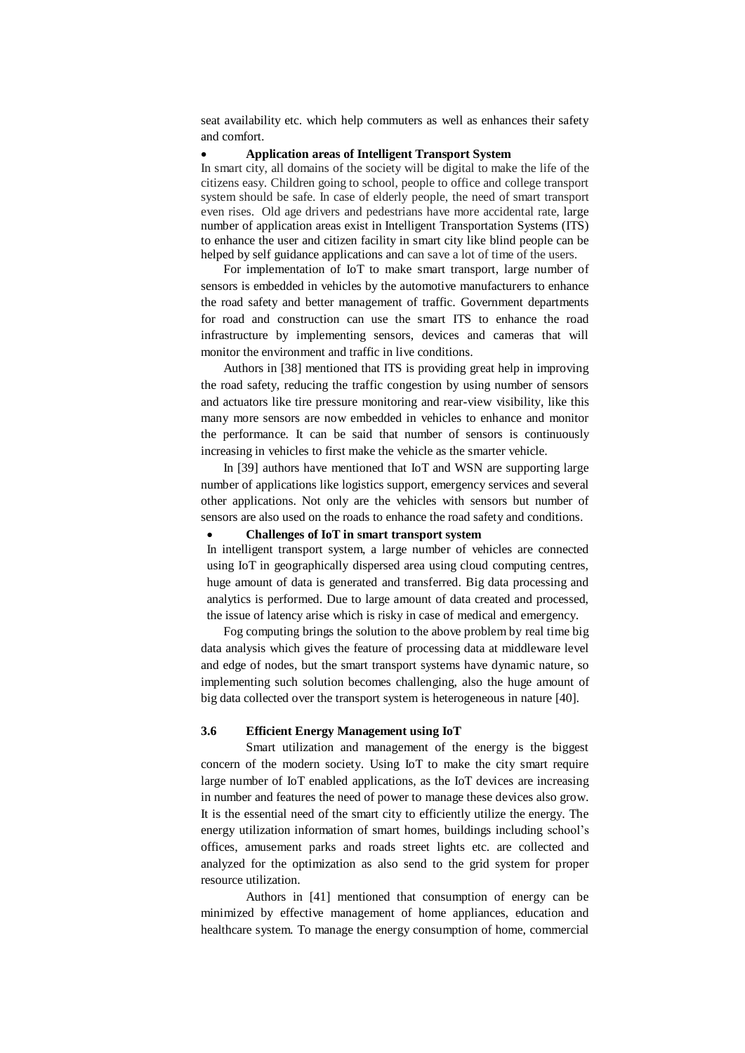seat availability etc. which help commuters as well as enhances their safety and comfort.

- **Application areas of Intelligent Transport System**

In smart city, all domains of the society will be digital to make the life of the citizens easy. Children going to school, people to office and college transport system should be safe. In case of elderly people, the need of smart transport even rises. Old age drivers and pedestrians have more accidental rate, large number of application areas exist in Intelligent Transportation Systems (ITS) to enhance the user and citizen facility in smart city like blind people can be helped by self guidance applications and can save a lot of time of the users.

For implementation of IoT to make smart transport, large number of sensors is embedded in vehicles by the automotive manufacturers to enhance the road safety and better management of traffic. Government departments for road and construction can use the smart ITS to enhance the road infrastructure by implementing sensors, devices and cameras that will monitor the environment and traffic in live conditions.

Authors in [38] mentioned that ITS is providing great help in improving the road safety, reducing the traffic congestion by using number of sensors and actuators like tire pressure monitoring and rear-view visibility, like this many more sensors are now embedded in vehicles to enhance and monitor the performance. It can be said that number of sensors is continuously increasing in vehicles to first make the vehicle as the smarter vehicle.

In [39] authors have mentioned that IoT and WSN are supporting large number of applications like logistics support, emergency services and several other applications. Not only are the vehicles with sensors but number of sensors are also used on the roads to enhance the road safety and conditions.

- **Challenges of IoT in smart transport system**

In intelligent transport system, a large number of vehicles are connected using IoT in geographically dispersed area using cloud computing centres, huge amount of data is generated and transferred. Big data processing and analytics is performed. Due to large amount of data created and processed, the issue of latency arise which is risky in case of medical and emergency.

Fog computing brings the solution to the above problem by real time big data analysis which gives the feature of processing data at middleware level and edge of nodes, but the smart transport systems have dynamic nature, so implementing such solution becomes challenging, also the huge amount of big data collected over the transport system is heterogeneous in nature [40].

### 3.6 Efficient Energy Management using IoT

Smart utilization and management of the energy is the biggest concern of the modern society. Using IoT to make the city smart require large number of IoT enabled applications, as the IoT devices are increasing in number and features the need of power to manage these devices also grow. It is the essential need of the smart city to efficiently utilize the energy. The energy utilization information of smart homes, buildings including school's offices, amusement parks and roads street lights etc. are collected and analyzed for the optimization as also send to the grid system for proper resource utilization.

Authors in [41] mentioned that consumption of energy can be minimized by effective management of home appliances, education and healthcare system. To manage the energy consumption of home, commercial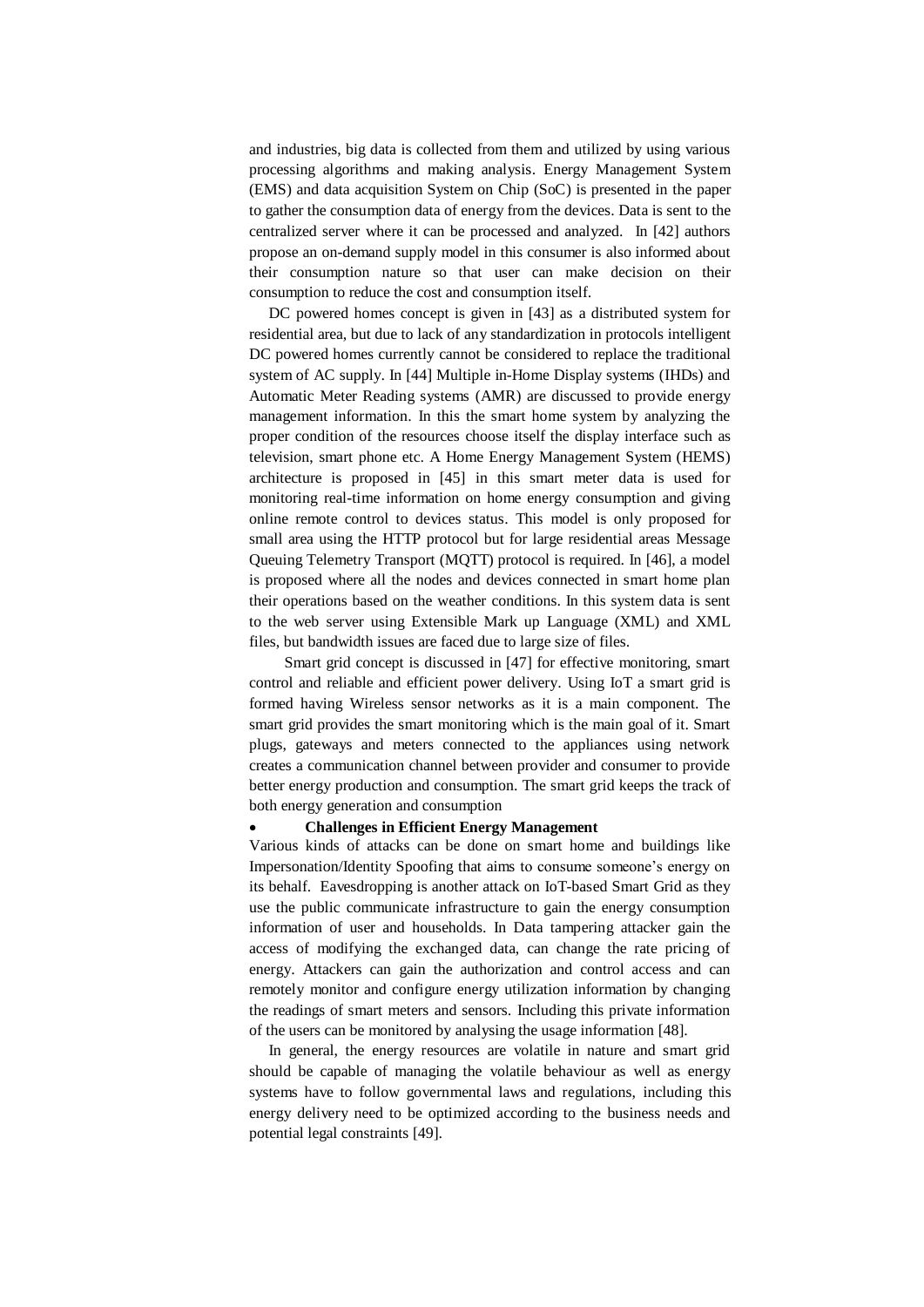and industries, big data is collected from them and utilized by using various processing algorithms and making analysis. Energy Management System (EMS) and data acquisition System on Chip (SoC) is presented in the paper to gather the consumption data of energy from the devices. Data is sent to the centralized server where it can be processed and analyzed. In [42] authors propose an on-demand supply model in this consumer is also informed about their consumption nature so that user can make decision on their consumption to reduce the cost and consumption itself.

DC powered homes concept is given in [43] as a distributed system for residential area, but due to lack of any standardization in protocols intelligent DC powered homes currently cannot be considered to replace the traditional system of AC supply. In [44] Multiple in-Home Display systems (IHDs) and Automatic Meter Reading systems (AMR) are discussed to provide energy management information. In this the smart home system by analyzing the proper condition of the resources choose itself the display interface such as television, smart phone etc. A Home Energy Management System (HEMS) architecture is proposed in [45] in this smart meter data is used for monitoring real-time information on home energy consumption and giving online remote control to devices status. This model is only proposed for small area using the HTTP protocol but for large residential areas Message Queuing Telemetry Transport (MQTT) protocol is required. In [46], a model is proposed where all the nodes and devices connected in smart home plan their operations based on the weather conditions. In this system data is sent to the web server using Extensible Mark up Language (XML) and XML files, but bandwidth issues are faced due to large size of files.

Smart grid concept is discussed in [47] for effective monitoring, smart control and reliable and efficient power delivery. Using IoT a smart grid is formed having Wireless sensor networks as it is a main component. The smart grid provides the smart monitoring which is the main goal of it. Smart plugs, gateways and meters connected to the appliances using network creates a communication channel between provider and consumer to provide better energy production and consumption. The smart grid keeps the track of both energy generation and consumption

- **Challenges in Efficient Energy Management**

Various kinds of attacks can be done on smart home and buildings like Impersonation/Identity Spoofing that aims to consume someone's energy on its behalf. Eavesdropping is another attack on IoT-based Smart Grid as they use the public communicate infrastructure to gain the energy consumption information of user and households. In Data tampering attacker gain the access of modifying the exchanged data, can change the rate pricing of energy. Attackers can gain the authorization and control access and can remotely monitor and configure energy utilization information by changing the readings of smart meters and sensors. Including this private information of the users can be monitored by analysing the usage information [48].

In general, the energy resources are volatile in nature and smart grid should be capable of managing the volatile behaviour as well as energy systems have to follow governmental laws and regulations, including this energy delivery need to be optimized according to the business needs and potential legal constraints [49].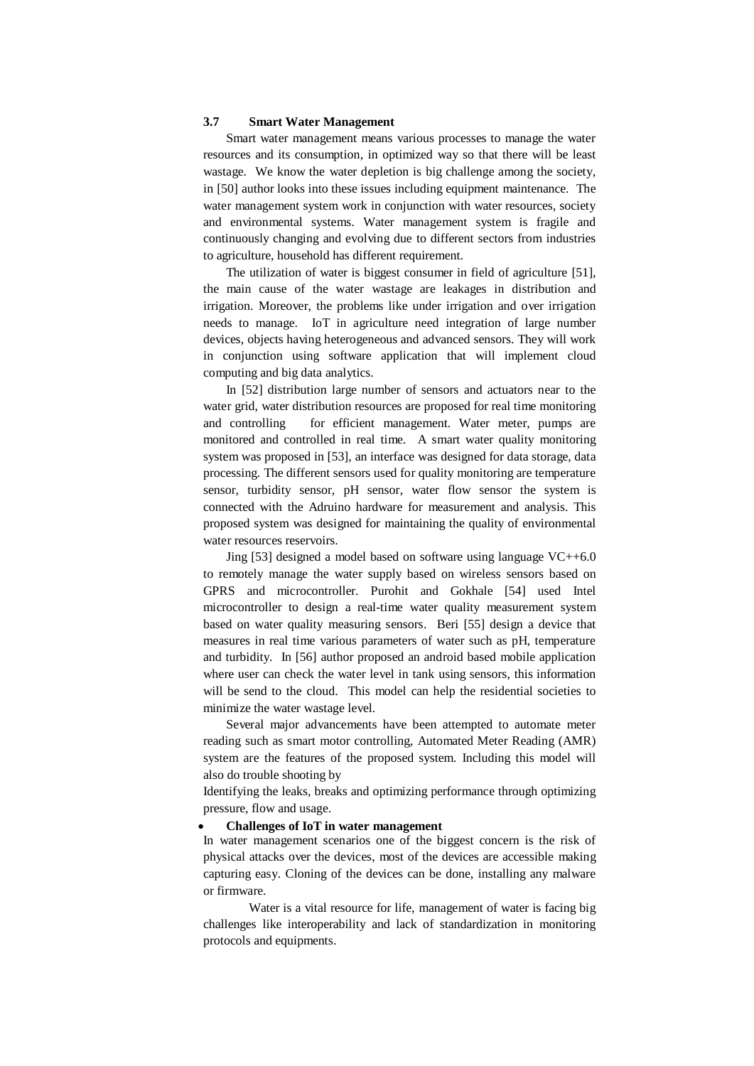### 3.7 Smart Water Management

Smart water management means various processes to manage the water resources and its consumption, in optimized way so that there will be least wastage. We know the water depletion is big challenge among the society, in [50] author looks into these issues including equipment maintenance. The water management system work in conjunction with water resources, society and environmental systems. Water management system is fragile and continuously changing and evolving due to different sectors from industries to agriculture, household has different requirement.

The utilization of water is biggest consumer in field of agriculture [51], the main cause of the water wastage are leakages in distribution and irrigation. Moreover, the problems like under irrigation and over irrigation needs to manage. IoT in agriculture need integration of large number devices, objects having heterogeneous and advanced sensors. They will work in conjunction using software application that will implement cloud computing and big data analytics.

In [52] distribution large number of sensors and actuators near to the water grid, water distribution resources are proposed for real time monitoring and controlling for efficient management. Water meter, pumps are monitored and controlled in real time. A smart water quality monitoring system was proposed in [53], an interface was designed for data storage, data processing. The different sensors used for quality monitoring are temperature sensor, turbidity sensor, pH sensor, water flow sensor the system is connected with the Adruino hardware for measurement and analysis. This proposed system was designed for maintaining the quality of environmental water resources reservoirs.

Jing [53] designed a model based on software using language VC++6.0 to remotely manage the water supply based on wireless sensors based on GPRS and microcontroller. Purohit and Gokhale [54] used Intel microcontroller to design a real-time water quality measurement system based on water quality measuring sensors. Beri [55] design a device that measures in real time various parameters of water such as pH, temperature and turbidity. In [56] author proposed an android based mobile application where user can check the water level in tank using sensors, this information will be send to the cloud. This model can help the residential societies to minimize the water wastage level.

Several major advancements have been attempted to automate meter reading such as smart motor controlling, Automated Meter Reading (AMR) system are the features of the proposed system. Including this model will also do trouble shooting by

Identifying the leaks, breaks and optimizing performance through optimizing pressure, flow and usage.

- **Challenges of IoT in water management**

In water management scenarios one of the biggest concern is the risk of physical attacks over the devices, most of the devices are accessible making capturing easy. Cloning of the devices can be done, installing any malware or firmware.

Water is a vital resource for life, management of water is facing big challenges like interoperability and lack of standardization in monitoring protocols and equipments.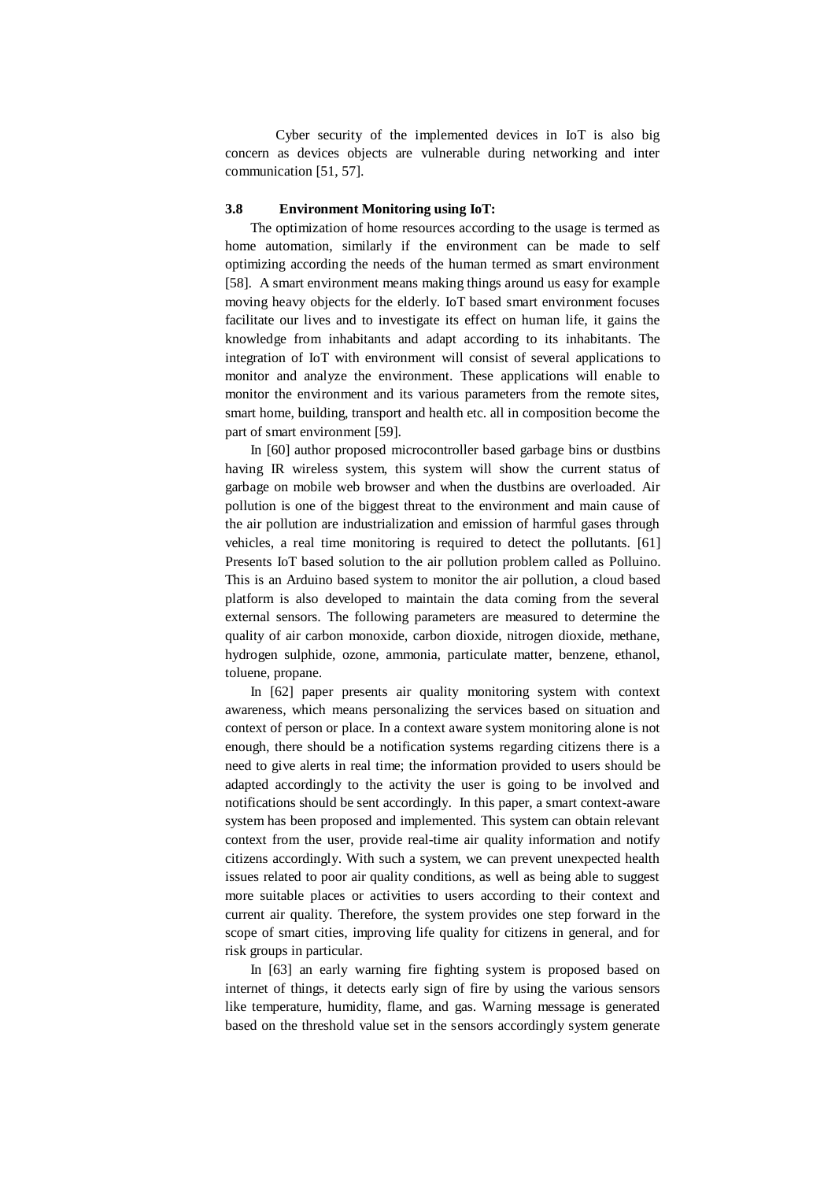Cyber security of the implemented devices in IoT is also big concern as devices objects are vulnerable during networking and inter communication [51, 57].

### 3.8 Environment Monitoring using IoT:

The optimization of home resources according to the usage is termed as home automation, similarly if the environment can be made to self optimizing according the needs of the human termed as smart environment [58]. A smart environment means making things around us easy for example moving heavy objects for the elderly. IoT based smart environment focuses facilitate our lives and to investigate its effect on human life, it gains the knowledge from inhabitants and adapt according to its inhabitants. The integration of IoT with environment will consist of several applications to monitor and analyze the environment. These applications will enable to monitor the environment and its various parameters from the remote sites, smart home, building, transport and health etc. all in composition become the part of smart environment [59].

In [60] author proposed microcontroller based garbage bins or dustbins having IR wireless system, this system will show the current status of garbage on mobile web browser and when the dustbins are overloaded. Air pollution is one of the biggest threat to the environment and main cause of the air pollution are industrialization and emission of harmful gases through vehicles, a real time monitoring is required to detect the pollutants. [61] Presents IoT based solution to the air pollution problem called as Polluino. This is an Arduino based system to monitor the air pollution, a cloud based platform is also developed to maintain the data coming from the several external sensors. The following parameters are measured to determine the quality of air carbon monoxide, carbon dioxide, nitrogen dioxide, methane, hydrogen sulphide, ozone, ammonia, particulate matter, benzene, ethanol, toluene, propane.

In [62] paper presents air quality monitoring system with context awareness, which means personalizing the services based on situation and context of person or place. In a context aware system monitoring alone is not enough, there should be a notification systems regarding citizens there is a need to give alerts in real time; the information provided to users should be adapted accordingly to the activity the user is going to be involved and notifications should be sent accordingly. In this paper, a smart context-aware system has been proposed and implemented. This system can obtain relevant context from the user, provide real-time air quality information and notify citizens accordingly. With such a system, we can prevent unexpected health issues related to poor air quality conditions, as well as being able to suggest more suitable places or activities to users according to their context and current air quality. Therefore, the system provides one step forward in the scope of smart cities, improving life quality for citizens in general, and for risk groups in particular.

In [63] an early warning fire fighting system is proposed based on internet of things, it detects early sign of fire by using the various sensors like temperature, humidity, flame, and gas. Warning message is generated based on the threshold value set in the sensors accordingly system generate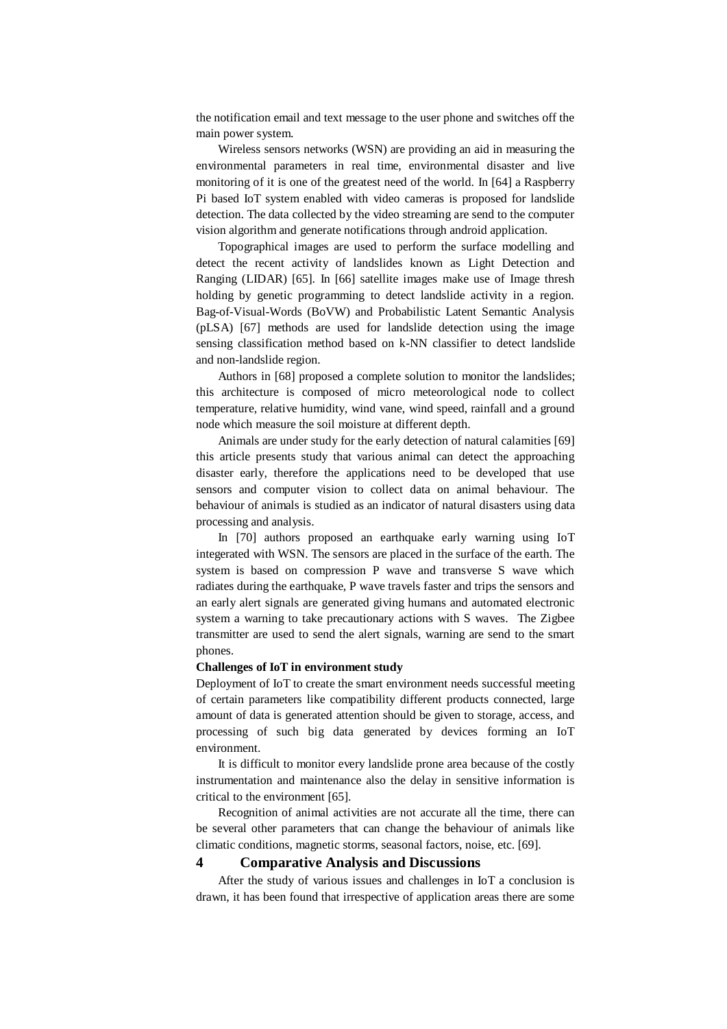the notification email and text message to the user phone and switches off the main power system.

Wireless sensors networks (WSN) are providing an aid in measuring the environmental parameters in real time, environmental disaster and live monitoring of it is one of the greatest need of the world. In [64] a Raspberry Pi based IoT system enabled with video cameras is proposed for landslide detection. The data collected by the video streaming are send to the computer vision algorithm and generate notifications through android application.

Topographical images are used to perform the surface modelling and detect the recent activity of landslides known as Light Detection and Ranging (LIDAR) [65]. In [66] satellite images make use of Image thresh holding by genetic programming to detect landslide activity in a region. Bag-of-Visual-Words (BoVW) and Probabilistic Latent Semantic Analysis (pLSA) [67] methods are used for landslide detection using the image sensing classification method based on k-NN classifier to detect landslide and non-landslide region.

Authors in [68] proposed a complete solution to monitor the landslides; this architecture is composed of micro meteorological node to collect temperature, relative humidity, wind vane, wind speed, rainfall and a ground node which measure the soil moisture at different depth.

Animals are under study for the early detection of natural calamities [69] this article presents study that various animal can detect the approaching disaster early, therefore the applications need to be developed that use sensors and computer vision to collect data on animal behaviour. The behaviour of animals is studied as an indicator of natural disasters using data processing and analysis.

In [70] authors proposed an earthquake early warning using IoT integerated with WSN. The sensors are placed in the surface of the earth. The system is based on compression P wave and transverse S wave which radiates during the earthquake, P wave travels faster and trips the sensors and an early alert signals are generated giving humans and automated electronic system a warning to take precautionary actions with S waves. The Zigbee transmitter are used to send the alert signals, warning are send to the smart phones.

**Challenges of IoT in environment study**

Deployment of IoT to create the smart environment needs successful meeting of certain parameters like compatibility different products connected, large amount of data is generated attention should be given to storage, access, and processing of such big data generated by devices forming an IoT environment.

It is difficult to monitor every landslide prone area because of the costly instrumentation and maintenance also the delay in sensitive information is critical to the environment [65].

Recognition of animal activities are not accurate all the time, there can be several other parameters that can change the behaviour of animals like climatic conditions, magnetic storms, seasonal factors, noise, etc. [69].

## 4 Comparative Analysis and Discussions

After the study of various issues and challenges in IoT a conclusion is drawn, it has been found that irrespective of application areas there are some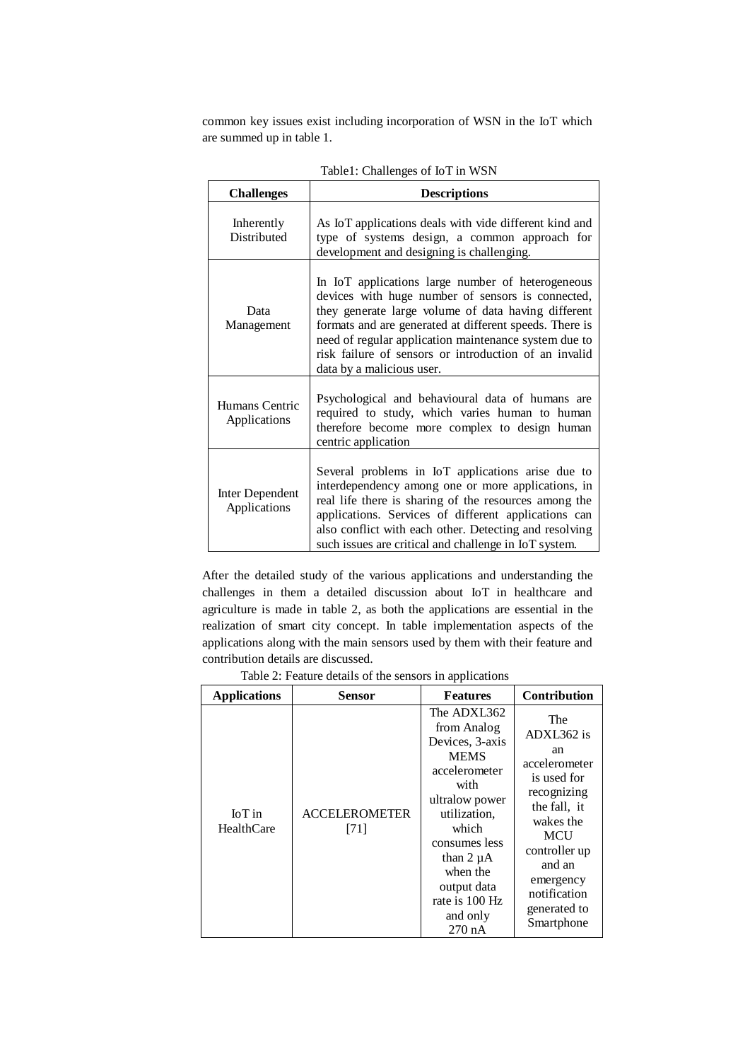common key issues exist including incorporation of WSN in the IoT which are summed up in table 1.

Table1: Challenges of IoT in WSN

| Challenges | Descriptions |
| --- | --- |
| Inherently Distributed | As IoT applications deals with vide different kind and type of systems design, a common approach for development and designing is challenging. |
| Data Management | In IoT applications large number of heterogeneous devices with huge number of sensors is connected, they generate large volume of data having different formats and are generated at different speeds. There is need of regular application maintenance system due to risk failure of sensors or introduction of an invalid data by a malicious user. |
| Humans Centric Applications | Psychological and behavioural data of humans are required to study, which varies human to human therefore become more complex to design human centric application |
| Inter Dependent Applications | Several problems in IoT applications arise due to interdependency among one or more applications, in real life there is sharing of the resources among the applications. Services of different applications can also conflict with each other. Detecting and resolving such issues are critical and challenge in IoT system. |

After the detailed study of the various applications and understanding the challenges in them a detailed discussion about IoT in healthcare and agriculture is made in table 2, as both the applications are essential in the realization of smart city concept. In table implementation aspects of the applications along with the main sensors used by them with their feature and contribution details are discussed.

Table 2: Feature details of the sensors in applications

| Applications | Sensor | Features | Contribution |
| --- | --- | --- | --- |
| IoT in HealthCare | ACCELEROMETER [71] | The ADXL362 from Analog Devices, 3-axis MEMS accelerometer with ultralow power utilization, which consumes less than 2 µA when the output data rate is 100 Hz and only 270 nA | The ADXL362 is an accelerometer is used for recognizing the fall, it wakes the MCU controller up and an emergency notification generated to Smartphone |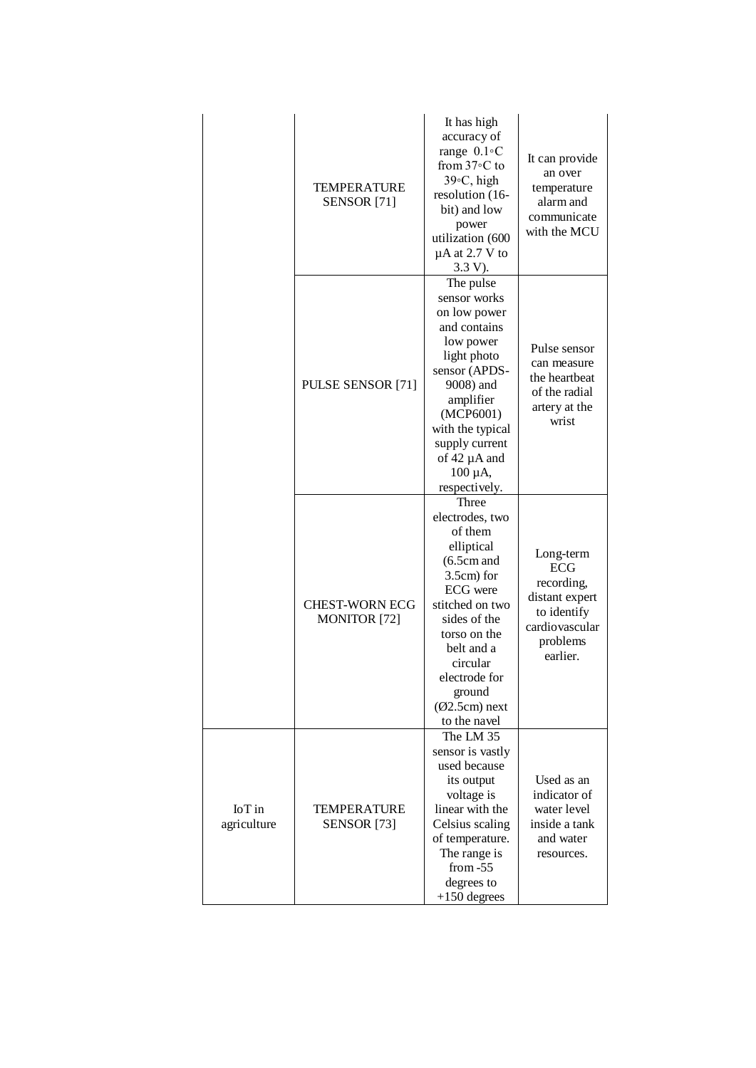| | | | |
|---|---|---|---|
| | TEMPERATURE SENSOR [71] | It has high accuracy of range 0.1◦C from 37◦C to 39◦C, high resolution (16-bit) and low power utilization (600 µA at 2.7 V to 3.3 V). | It can provide an over temperature alarm and communicate with the MCU |
| | PULSE SENSOR [71] | The pulse sensor works on low power and contains low power light photo sensor (APDS-9008) and amplifier (MCP6001) with the typical supply current of 42 µA and 100 µA, respectively. | Pulse sensor can measure the heartbeat of the radial artery at the wrist |
| | CHEST-WORN ECG MONITOR [72] | Three electrodes, two of them elliptical (6.5cm and 3.5cm) for ECG were stitched on two sides of the torso on the belt and a circular electrode for ground (Ø2.5cm) next to the navel | Long-term ECG recording, distant expert to identify cardiovascular problems earlier. |
| IoT in agriculture | TEMPERATURE SENSOR [73] | The LM 35 sensor is vastly used because its output voltage is linear with the Celsius scaling of temperature. The range is from -55 degrees to +150 degrees | Used as an indicator of water level inside a tank and water resources. |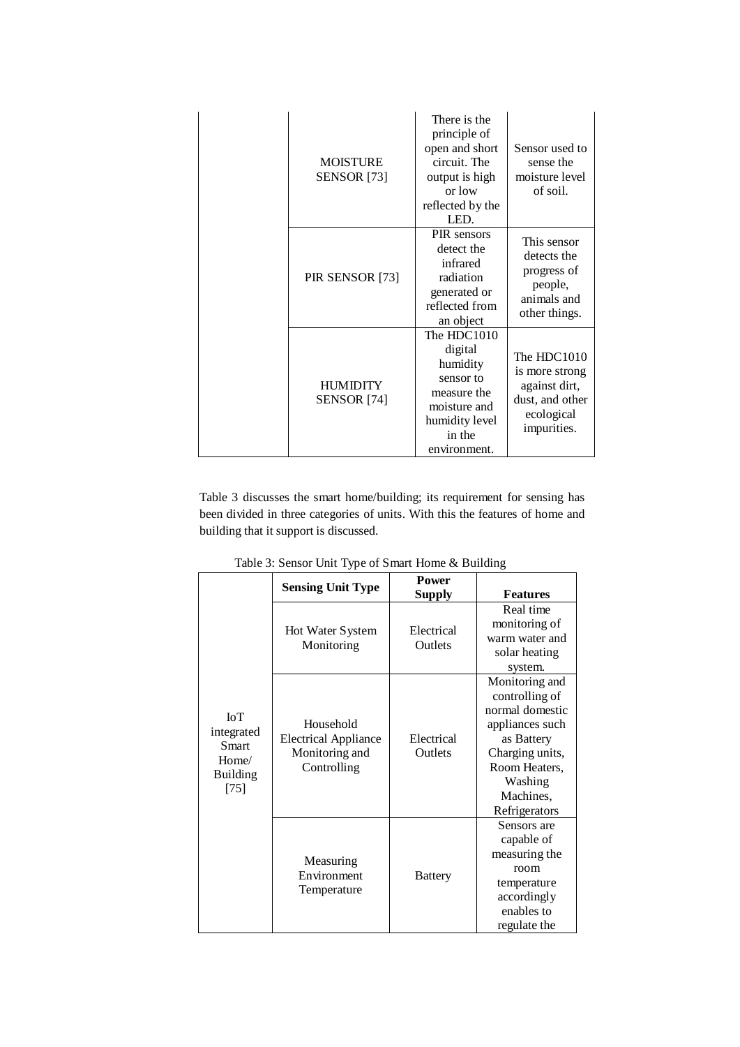| | | | |
|---|---|---|---|
| | MOISTURE SENSOR [73] | There is the principle of open and short circuit. The output is high or low reflected by the LED. | Sensor used to sense the moisture level of soil. |
| | PIR SENSOR [73] | PIR sensors detect the infrared radiation generated or reflected from an object | This sensor detects the progress of people, animals and other things. |
| | HUMIDITY SENSOR [74] | The HDC1010 digital humidity sensor to measure the moisture and humidity level in the environment. | The HDC1010 is more strong against dirt, dust, and other ecological impurities. |

Table 3 discusses the smart home/building; its requirement for sensing has been divided in three categories of units. With this the features of home and building that it support is discussed.

Table 3: Sensor Unit Type of Smart Home & Building

| | Sensing Unit Type | Power Supply | Features |
|---|---|---|---|
| IoT integrated Smart Home/ Building [75] | Hot Water System Monitoring | Electrical Outlets | Real time monitoring of warm water and solar heating system. |
| | Household Electrical Appliance Monitoring and Controlling | Electrical Outlets | Monitoring and controlling of normal domestic appliances such as Battery Charging units, Room Heaters, Washing Machines, Refrigerators |
| | Measuring Environment Temperature | Battery | Sensors are capable of measuring the room temperature accordingly enables to regulate the |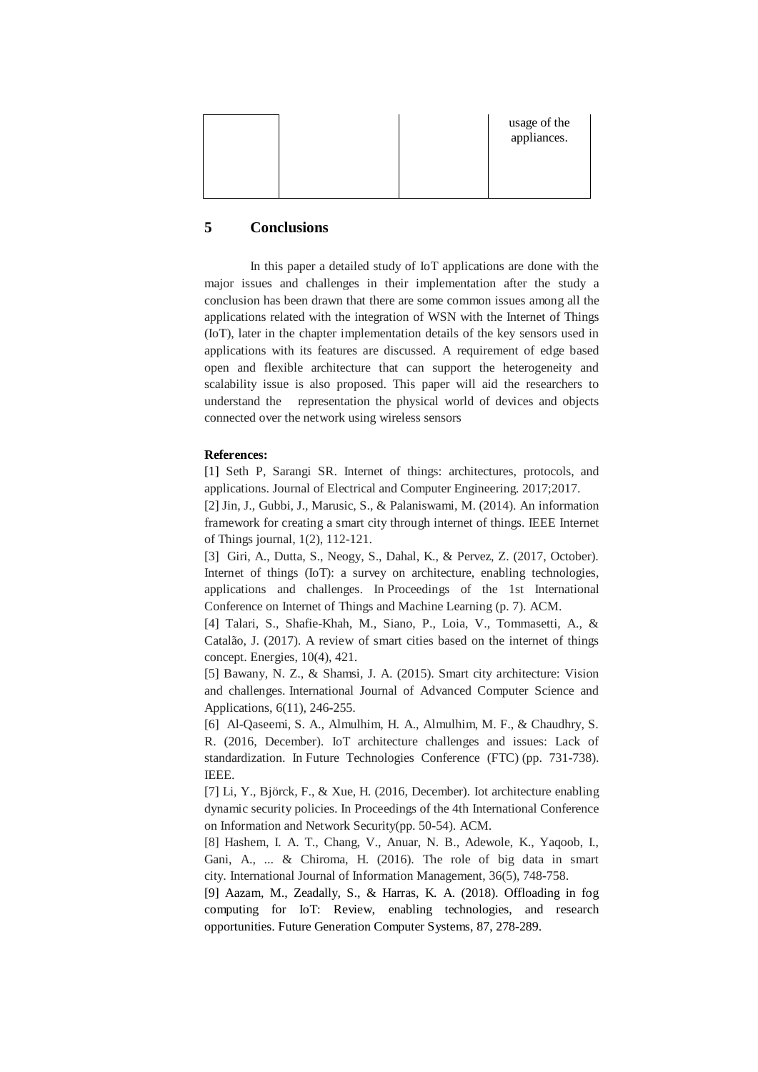| | | | |
|---|---|---|---|
| | | | usage of the appliances. |

## 5 Conclusions

In this paper a detailed study of IoT applications are done with the major issues and challenges in their implementation after the study a conclusion has been drawn that there are some common issues among all the applications related with the integration of WSN with the Internet of Things (IoT), later in the chapter implementation details of the key sensors used in applications with its features are discussed. A requirement of edge based open and flexible architecture that can support the heterogeneity and scalability issue is also proposed. This paper will aid the researchers to understand the representation the physical world of devices and objects connected over the network using wireless sensors

**References:**

[1] Seth P, Sarangi SR. Internet of things: architectures, protocols, and applications. Journal of Electrical and Computer Engineering. 2017;2017.

[2] Jin, J., Gubbi, J., Marusic, S., & Palaniswami, M. (2014). An information framework for creating a smart city through internet of things. IEEE Internet of Things journal, 1(2), 112-121.

[3] Giri, A., Dutta, S., Neogy, S., Dahal, K., & Pervez, Z. (2017, October). Internet of things (IoT): a survey on architecture, enabling technologies, applications and challenges. In Proceedings of the 1st International Conference on Internet of Things and Machine Learning (p. 7). ACM.

[4] Talari, S., Shafie-Khah, M., Siano, P., Loia, V., Tommasetti, A., & Catalão, J. (2017). A review of smart cities based on the internet of things concept. Energies, 10(4), 421.

[5] Bawany, N. Z., & Shamsi, J. A. (2015). Smart city architecture: Vision and challenges. International Journal of Advanced Computer Science and Applications, 6(11), 246-255.

[6] Al-Qaseemi, S. A., Almulhim, H. A., Almulhim, M. F., & Chaudhry, S. R. (2016, December). IoT architecture challenges and issues: Lack of standardization. In Future Technologies Conference (FTC) (pp. 731-738). IEEE.

[7] Li, Y., Björck, F., & Xue, H. (2016, December). Iot architecture enabling dynamic security policies. In Proceedings of the 4th International Conference on Information and Network Security(pp. 50-54). ACM.

[8] Hashem, I. A. T., Chang, V., Anuar, N. B., Adewole, K., Yaqoob, I., Gani, A., ... & Chiroma, H. (2016). The role of big data in smart city. International Journal of Information Management, 36(5), 748-758.

[9] Aazam, M., Zeadally, S., & Harras, K. A. (2018). Offloading in fog computing for IoT: Review, enabling technologies, and research opportunities. Future Generation Computer Systems, 87, 278-289.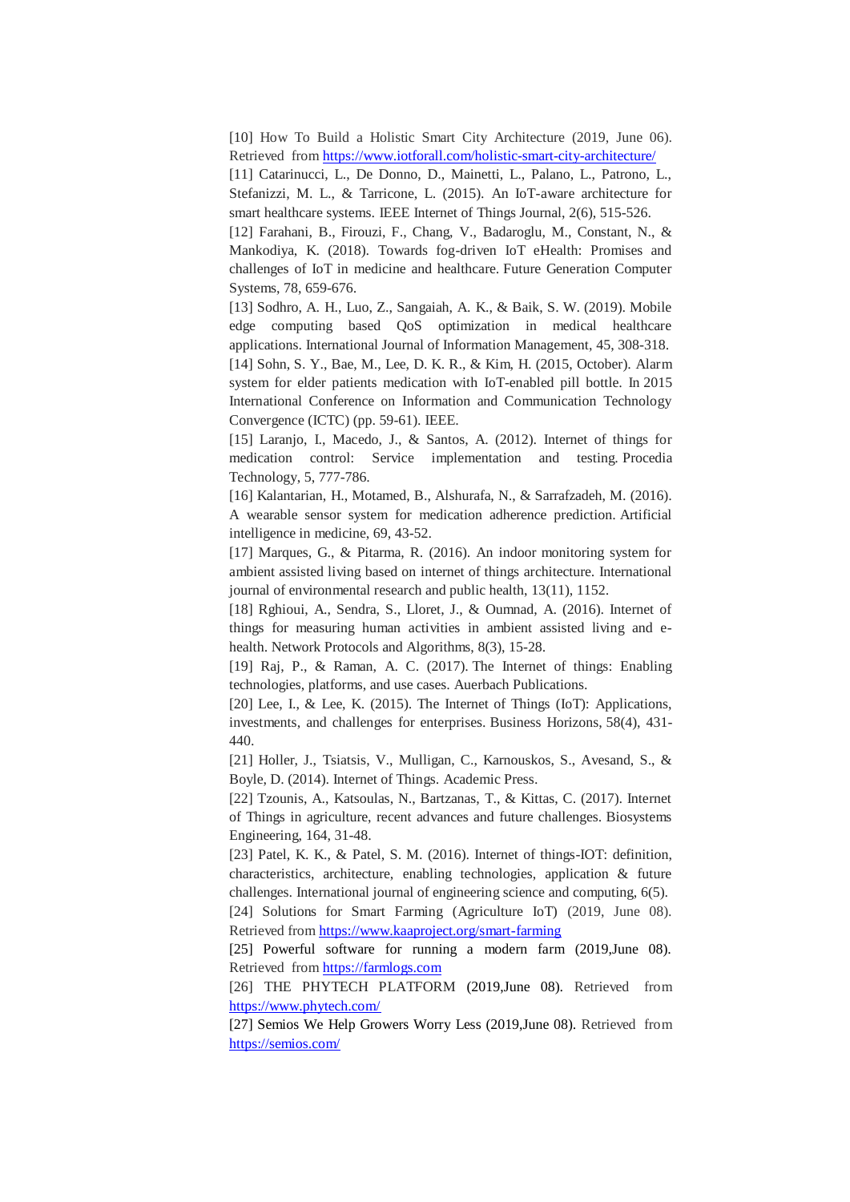[10] How To Build a Holistic Smart City Architecture (2019, June 06). Retrieved from https://www.iotforall.com/holistic-smart-city-architecture/

[11] Catarinucci, L., De Donno, D., Mainetti, L., Palano, L., Patrono, L., Stefanizzi, M. L., & Tarricone, L. (2015). An IoT-aware architecture for smart healthcare systems. IEEE Internet of Things Journal, 2(6), 515-526.

[12] Farahani, B., Firouzi, F., Chang, V., Badaroglu, M., Constant, N., & Mankodiya, K. (2018). Towards fog-driven IoT eHealth: Promises and challenges of IoT in medicine and healthcare. Future Generation Computer Systems, 78, 659-676.

[13] Sodhro, A. H., Luo, Z., Sangaiah, A. K., & Baik, S. W. (2019). Mobile edge computing based QoS optimization in medical healthcare applications. International Journal of Information Management, 45, 308-318.

[14] Sohn, S. Y., Bae, M., Lee, D. K. R., & Kim, H. (2015, October). Alarm system for elder patients medication with IoT-enabled pill bottle. In 2015 International Conference on Information and Communication Technology Convergence (ICTC) (pp. 59-61). IEEE.

[15] Laranjo, I., Macedo, J., & Santos, A. (2012). Internet of things for medication control: Service implementation and testing. Procedia Technology, 5, 777-786.

[16] Kalantarian, H., Motamed, B., Alshurafa, N., & Sarrafzadeh, M. (2016). A wearable sensor system for medication adherence prediction. Artificial intelligence in medicine, 69, 43-52.

[17] Marques, G., & Pitarma, R. (2016). An indoor monitoring system for ambient assisted living based on internet of things architecture. International journal of environmental research and public health, 13(11), 1152.

[18] Rghioui, A., Sendra, S., Lloret, J., & Oumnad, A. (2016). Internet of things for measuring human activities in ambient assisted living and e-health. Network Protocols and Algorithms, 8(3), 15-28.

[19] Raj, P., & Raman, A. C. (2017). The Internet of things: Enabling technologies, platforms, and use cases. Auerbach Publications.

[20] Lee, I., & Lee, K. (2015). The Internet of Things (IoT): Applications, investments, and challenges for enterprises. Business Horizons, 58(4), 431-440.

[21] Holler, J., Tsiatsis, V., Mulligan, C., Karnouskos, S., Avesand, S., & Boyle, D. (2014). Internet of Things. Academic Press.

[22] Tzounis, A., Katsoulas, N., Bartzanas, T., & Kittas, C. (2017). Internet of Things in agriculture, recent advances and future challenges. Biosystems Engineering, 164, 31-48.

[23] Patel, K. K., & Patel, S. M. (2016). Internet of things-IOT: definition, characteristics, architecture, enabling technologies, application & future challenges. International journal of engineering science and computing, 6(5).

[24] Solutions for Smart Farming (Agriculture IoT) (2019, June 08). Retrieved from https://www.kaaproject.org/smart-farming

[25] Powerful software for running a modern farm (2019,June 08). Retrieved from https://farmlogs.com

[26] THE PHYTECH PLATFORM (2019,June 08). Retrieved from https://www.phytech.com/

[27] Semios We Help Growers Worry Less (2019,June 08). Retrieved from https://semios.com/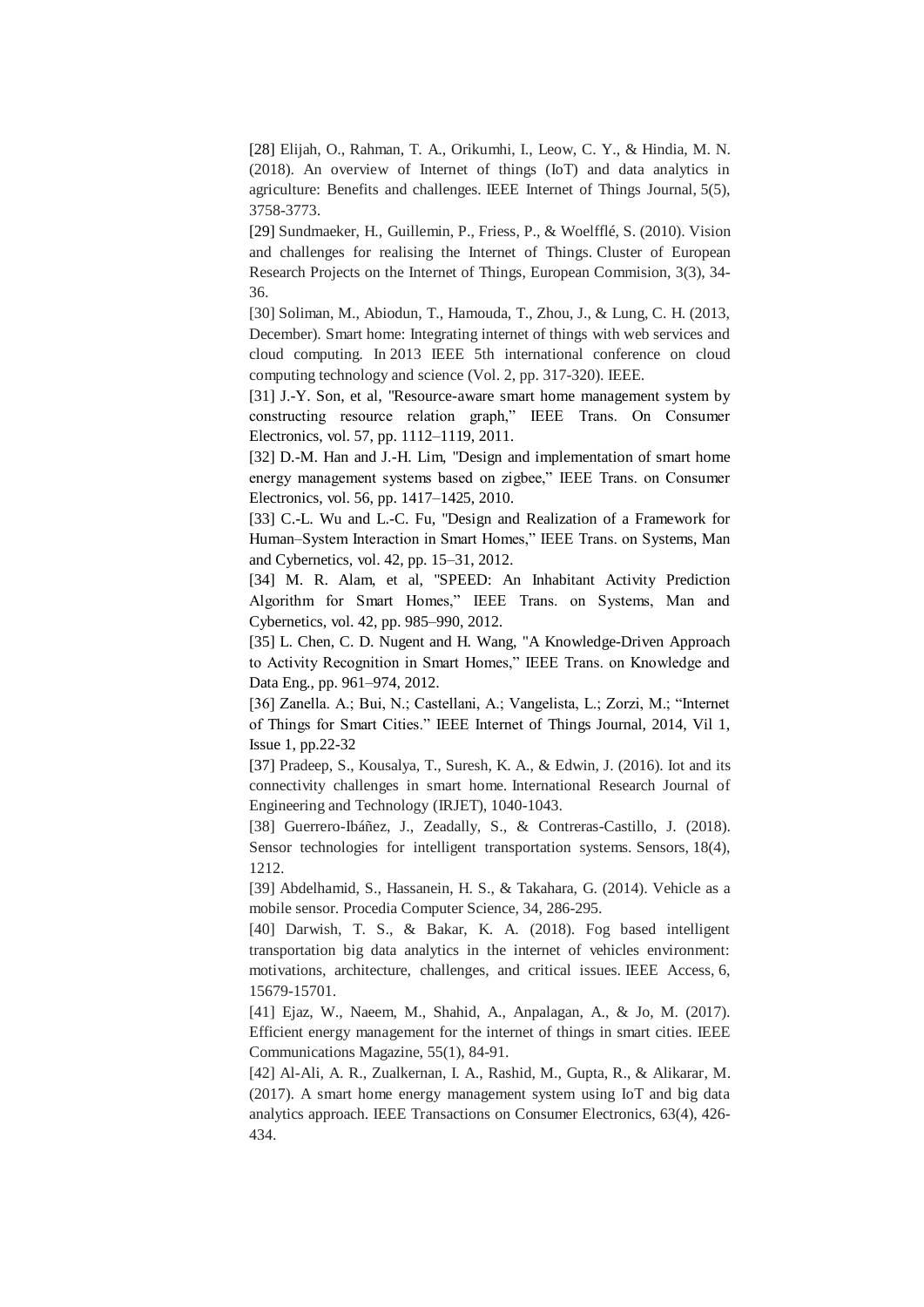[28] Elijah, O., Rahman, T. A., Orikumhi, I., Leow, C. Y., & Hindia, M. N. (2018). An overview of Internet of things (IoT) and data analytics in agriculture: Benefits and challenges. IEEE Internet of Things Journal, 5(5), 3758-3773.

[29] Sundmaeker, H., Guillemin, P., Friess, P., & Woelfflé, S. (2010). Vision and challenges for realising the Internet of Things. Cluster of European Research Projects on the Internet of Things, European Commision, 3(3), 34-36.

[30] Soliman, M., Abiodun, T., Hamouda, T., Zhou, J., & Lung, C. H. (2013, December). Smart home: Integrating internet of things with web services and cloud computing. In 2013 IEEE 5th international conference on cloud computing technology and science (Vol. 2, pp. 317-320). IEEE.

[31] J.-Y. Son, et al, "Resource-aware smart home management system by constructing resource relation graph," IEEE Trans. On Consumer Electronics, vol. 57, pp. 1112–1119, 2011.

[32] D.-M. Han and J.-H. Lim, "Design and implementation of smart home energy management systems based on zigbee," IEEE Trans. on Consumer Electronics, vol. 56, pp. 1417–1425, 2010.

[33] C.-L. Wu and L.-C. Fu, "Design and Realization of a Framework for Human–System Interaction in Smart Homes," IEEE Trans. on Systems, Man and Cybernetics, vol. 42, pp. 15–31, 2012.

[34] M. R. Alam, et al, "SPEED: An Inhabitant Activity Prediction Algorithm for Smart Homes," IEEE Trans. on Systems, Man and Cybernetics, vol. 42, pp. 985–990, 2012.

[35] L. Chen, C. D. Nugent and H. Wang, "A Knowledge-Driven Approach to Activity Recognition in Smart Homes," IEEE Trans. on Knowledge and Data Eng., pp. 961–974, 2012.

[36] Zanella. A.; Bui, N.; Castellani, A.; Vangelista, L.; Zorzi, M.; "Internet of Things for Smart Cities." IEEE Internet of Things Journal, 2014, Vil 1, Issue 1, pp.22-32

[37] Pradeep, S., Kousalya, T., Suresh, K. A., & Edwin, J. (2016). Iot and its connectivity challenges in smart home. International Research Journal of Engineering and Technology (IRJET), 1040-1043.

[38] Guerrero-Ibáñez, J., Zeadally, S., & Contreras-Castillo, J. (2018). Sensor technologies for intelligent transportation systems. Sensors, 18(4), 1212.

[39] Abdelhamid, S., Hassanein, H. S., & Takahara, G. (2014). Vehicle as a mobile sensor. Procedia Computer Science, 34, 286-295.

[40] Darwish, T. S., & Bakar, K. A. (2018). Fog based intelligent transportation big data analytics in the internet of vehicles environment: motivations, architecture, challenges, and critical issues. IEEE Access, 6, 15679-15701.

[41] Ejaz, W., Naeem, M., Shahid, A., Anpalagan, A., & Jo, M. (2017). Efficient energy management for the internet of things in smart cities. IEEE Communications Magazine, 55(1), 84-91.

[42] Al-Ali, A. R., Zualkernan, I. A., Rashid, M., Gupta, R., & Alikarar, M. (2017). A smart home energy management system using IoT and big data analytics approach. IEEE Transactions on Consumer Electronics, 63(4), 426-434.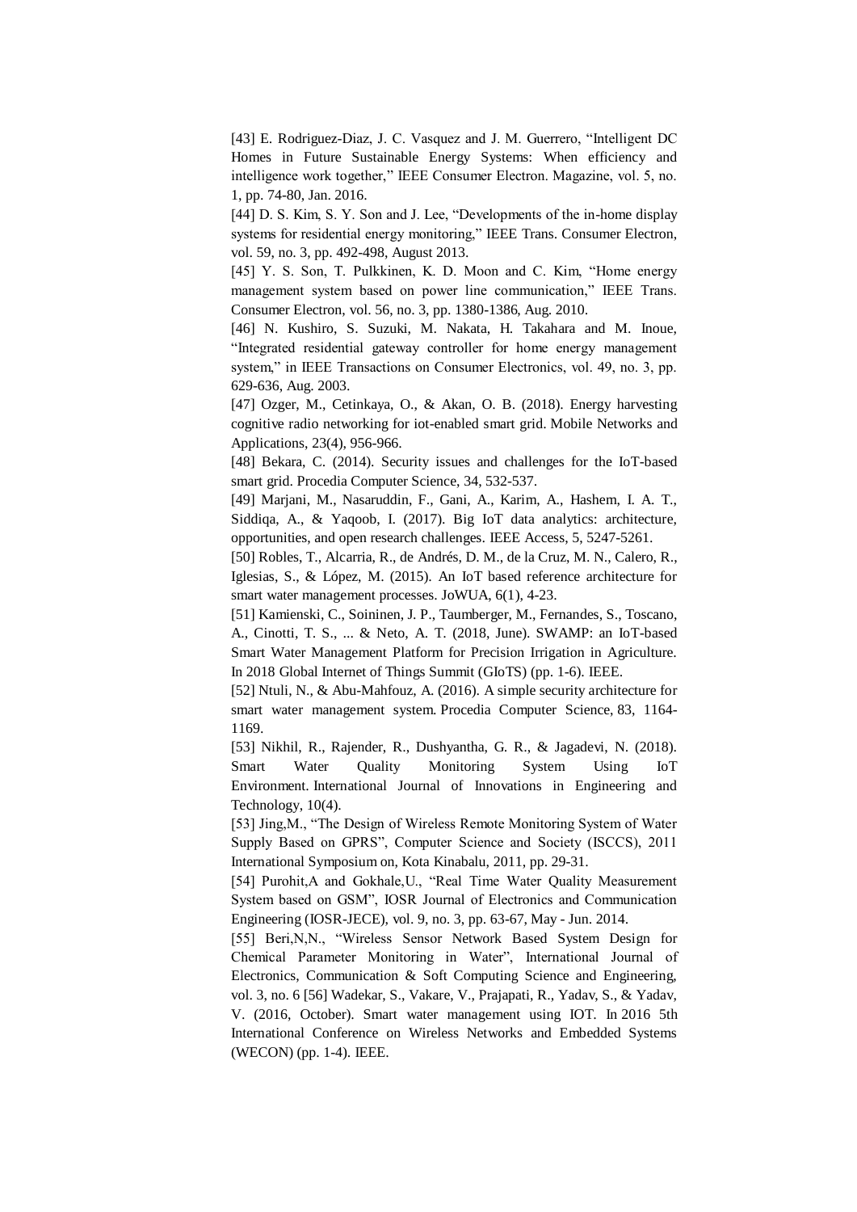[43] E. Rodriguez-Diaz, J. C. Vasquez and J. M. Guerrero, "Intelligent DC Homes in Future Sustainable Energy Systems: When efficiency and intelligence work together," IEEE Consumer Electron. Magazine, vol. 5, no. 1, pp. 74-80, Jan. 2016.

[44] D. S. Kim, S. Y. Son and J. Lee, "Developments of the in-home display systems for residential energy monitoring," IEEE Trans. Consumer Electron, vol. 59, no. 3, pp. 492-498, August 2013.

[45] Y. S. Son, T. Pulkkinen, K. D. Moon and C. Kim, "Home energy management system based on power line communication," IEEE Trans. Consumer Electron, vol. 56, no. 3, pp. 1380-1386, Aug. 2010.

[46] N. Kushiro, S. Suzuki, M. Nakata, H. Takahara and M. Inoue, "Integrated residential gateway controller for home energy management system," in IEEE Transactions on Consumer Electronics, vol. 49, no. 3, pp. 629-636, Aug. 2003.

[47] Ozger, M., Cetinkaya, O., & Akan, O. B. (2018). Energy harvesting cognitive radio networking for iot-enabled smart grid. Mobile Networks and Applications, 23(4), 956-966.

[48] Bekara, C. (2014). Security issues and challenges for the IoT-based smart grid. Procedia Computer Science, 34, 532-537.

[49] Marjani, M., Nasaruddin, F., Gani, A., Karim, A., Hashem, I. A. T., Siddiqa, A., & Yaqoob, I. (2017). Big IoT data analytics: architecture, opportunities, and open research challenges. IEEE Access, 5, 5247-5261.

[50] Robles, T., Alcarria, R., de Andrés, D. M., de la Cruz, M. N., Calero, R., Iglesias, S., & López, M. (2015). An IoT based reference architecture for smart water management processes. JoWUA, 6(1), 4-23.

[51] Kamienski, C., Soininen, J. P., Taumberger, M., Fernandes, S., Toscano, A., Cinotti, T. S., ... & Neto, A. T. (2018, June). SWAMP: an IoT-based Smart Water Management Platform for Precision Irrigation in Agriculture. In 2018 Global Internet of Things Summit (GIoTS) (pp. 1-6). IEEE.

[52] Ntuli, N., & Abu-Mahfouz, A. (2016). A simple security architecture for smart water management system. Procedia Computer Science, 83, 1164-1169.

[53] Nikhil, R., Rajender, R., Dushyantha, G. R., & Jagadevi, N. (2018). Smart Water Quality Monitoring System Using IoT Environment. International Journal of Innovations in Engineering and Technology, 10(4).

[53] Jing,M., "The Design of Wireless Remote Monitoring System of Water Supply Based on GPRS", Computer Science and Society (ISCCS), 2011 International Symposium on, Kota Kinabalu, 2011, pp. 29-31.

[54] Purohit,A and Gokhale,U., "Real Time Water Quality Measurement System based on GSM", IOSR Journal of Electronics and Communication Engineering (IOSR-JECE), vol. 9, no. 3, pp. 63-67, May - Jun. 2014.

[55] Beri,N,N., "Wireless Sensor Network Based System Design for Chemical Parameter Monitoring in Water", International Journal of Electronics, Communication & Soft Computing Science and Engineering, vol. 3, no. 6 [56] Wadekar, S., Vakare, V., Prajapati, R., Yadav, S., & Yadav, V. (2016, October). Smart water management using IOT. In 2016 5th International Conference on Wireless Networks and Embedded Systems (WECON) (pp. 1-4). IEEE.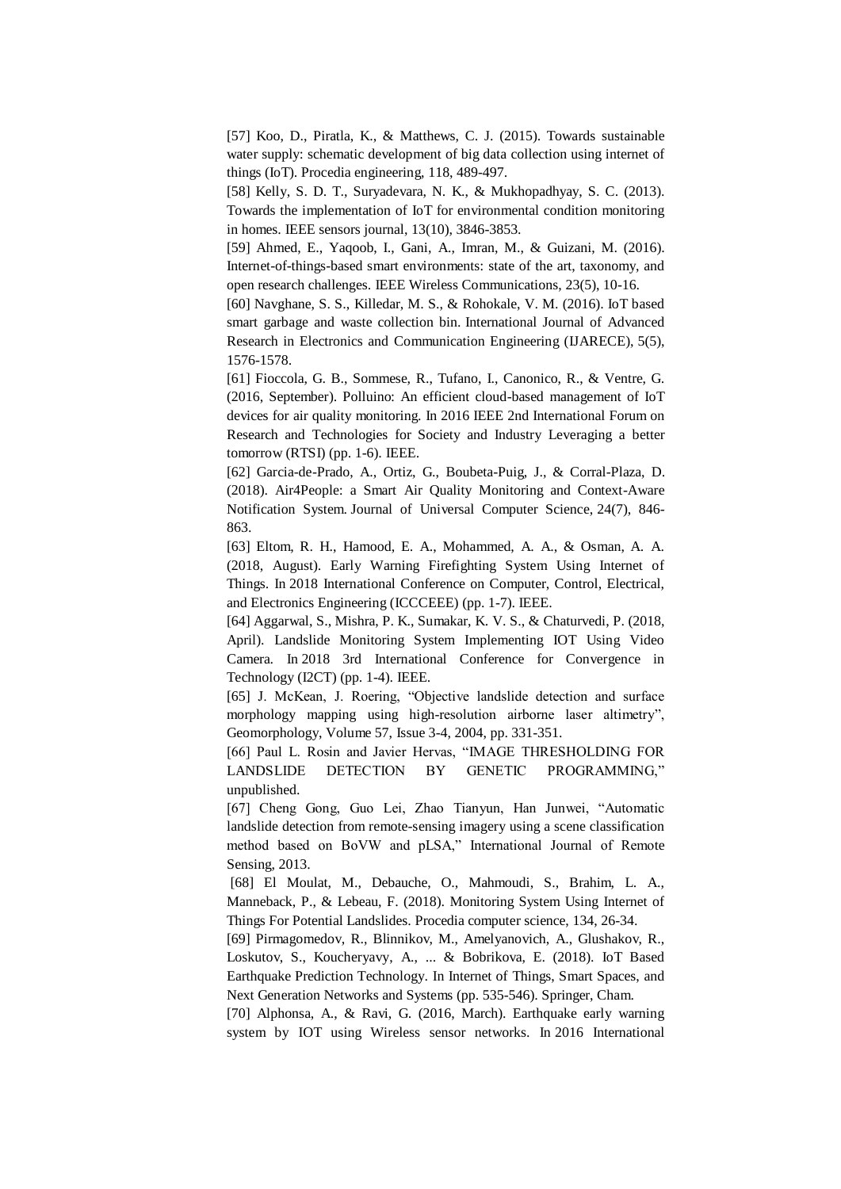[57] Koo, D., Piratla, K., & Matthews, C. J. (2015). Towards sustainable water supply: schematic development of big data collection using internet of things (IoT). Procedia engineering, 118, 489-497.

[58] Kelly, S. D. T., Suryadevara, N. K., & Mukhopadhyay, S. C. (2013). Towards the implementation of IoT for environmental condition monitoring in homes. IEEE sensors journal, 13(10), 3846-3853.

[59] Ahmed, E., Yaqoob, I., Gani, A., Imran, M., & Guizani, M. (2016). Internet-of-things-based smart environments: state of the art, taxonomy, and open research challenges. IEEE Wireless Communications, 23(5), 10-16.

[60] Navghane, S. S., Killedar, M. S., & Rohokale, V. M. (2016). IoT based smart garbage and waste collection bin. International Journal of Advanced Research in Electronics and Communication Engineering (IJARECE), 5(5), 1576-1578.

[61] Fioccola, G. B., Sommese, R., Tufano, I., Canonico, R., & Ventre, G. (2016, September). Polluino: An efficient cloud-based management of IoT devices for air quality monitoring. In 2016 IEEE 2nd International Forum on Research and Technologies for Society and Industry Leveraging a better tomorrow (RTSI) (pp. 1-6). IEEE.

[62] Garcia-de-Prado, A., Ortiz, G., Boubeta-Puig, J., & Corral-Plaza, D. (2018). Air4People: a Smart Air Quality Monitoring and Context-Aware Notification System. Journal of Universal Computer Science, 24(7), 846-863.

[63] Eltom, R. H., Hamood, E. A., Mohammed, A. A., & Osman, A. A. (2018, August). Early Warning Firefighting System Using Internet of Things. In 2018 International Conference on Computer, Control, Electrical, and Electronics Engineering (ICCCEEE) (pp. 1-7). IEEE.

[64] Aggarwal, S., Mishra, P. K., Sumakar, K. V. S., & Chaturvedi, P. (2018, April). Landslide Monitoring System Implementing IOT Using Video Camera. In 2018 3rd International Conference for Convergence in Technology (I2CT) (pp. 1-4). IEEE.

[65] J. McKean, J. Roering, "Objective landslide detection and surface morphology mapping using high-resolution airborne laser altimetry", Geomorphology, Volume 57, Issue 3-4, 2004, pp. 331-351.

[66] Paul L. Rosin and Javier Hervas, "IMAGE THRESHOLDING FOR LANDSLIDE DETECTION BY GENETIC PROGRAMMING," unpublished.

[67] Cheng Gong, Guo Lei, Zhao Tianyun, Han Junwei, "Automatic landslide detection from remote-sensing imagery using a scene classification method based on BoVW and pLSA," International Journal of Remote Sensing, 2013.

[68] El Moulat, M., Debauche, O., Mahmoudi, S., Brahim, L. A., Manneback, P., & Lebeau, F. (2018). Monitoring System Using Internet of Things For Potential Landslides. Procedia computer science, 134, 26-34.

[69] Pirmagomedov, R., Blinnikov, M., Amelyanovich, A., Glushakov, R., Loskutov, S., Koucheryavy, A., ... & Bobrikova, E. (2018). IoT Based Earthquake Prediction Technology. In Internet of Things, Smart Spaces, and Next Generation Networks and Systems (pp. 535-546). Springer, Cham.

[70] Alphonsa, A., & Ravi, G. (2016, March). Earthquake early warning system by IOT using Wireless sensor networks. In 2016 International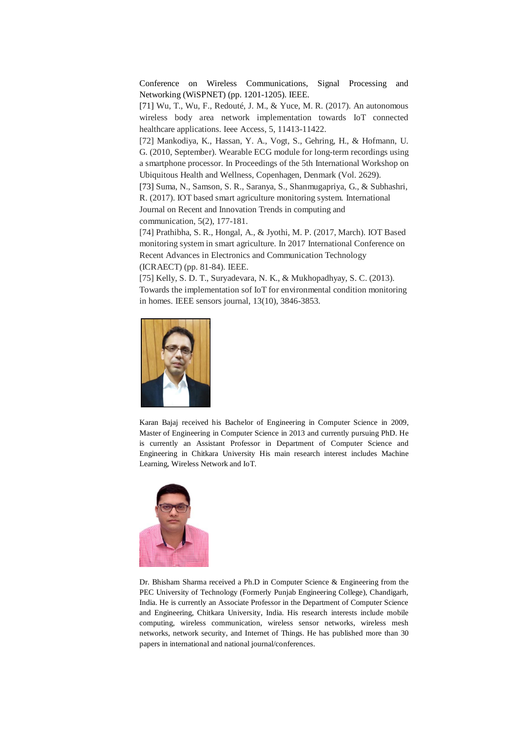Conference on Wireless Communications, Signal Processing and Networking (WiSPNET) (pp. 1201-1205). IEEE.

[71] Wu, T., Wu, F., Redouté, J. M., & Yuce, M. R. (2017). An autonomous wireless body area network implementation towards IoT connected healthcare applications. Ieee Access, 5, 11413-11422.

[72] Mankodiya, K., Hassan, Y. A., Vogt, S., Gehring, H., & Hofmann, U. G. (2010, September). Wearable ECG module for long-term recordings using a smartphone processor. In Proceedings of the 5th International Workshop on Ubiquitous Health and Wellness, Copenhagen, Denmark (Vol. 2629).

[73] Suma, N., Samson, S. R., Saranya, S., Shanmugapriya, G., & Subhashri, R. (2017). IOT based smart agriculture monitoring system. International Journal on Recent and Innovation Trends in computing and communication, 5(2), 177-181.

[74] Prathibha, S. R., Hongal, A., & Jyothi, M. P. (2017, March). IOT Based monitoring system in smart agriculture. In 2017 International Conference on Recent Advances in Electronics and Communication Technology (ICRAECT) (pp. 81-84). IEEE.

[75] Kelly, S. D. T., Suryadevara, N. K., & Mukhopadhyay, S. C. (2013). Towards the implementation sof IoT for environmental condition monitoring in homes. IEEE sensors journal, 13(10), 3846-3853.

Karan Bajaj received his Bachelor of Engineering in Computer Science in 2009, Master of Engineering in Computer Science in 2013 and currently pursuing PhD. He is currently an Assistant Professor in Department of Computer Science and Engineering in Chitkara University His main research interest includes Machine Learning, Wireless Network and IoT.

Dr. Bhisham Sharma received a Ph.D in Computer Science & Engineering from the PEC University of Technology (Formerly Punjab Engineering College), Chandigarh, India. He is currently an Associate Professor in the Department of Computer Science and Engineering, Chitkara University, India. His research interests include mobile computing, wireless communication, wireless sensor networks, wireless mesh networks, network security, and Internet of Things. He has published more than 30 papers in international and national journal/conferences.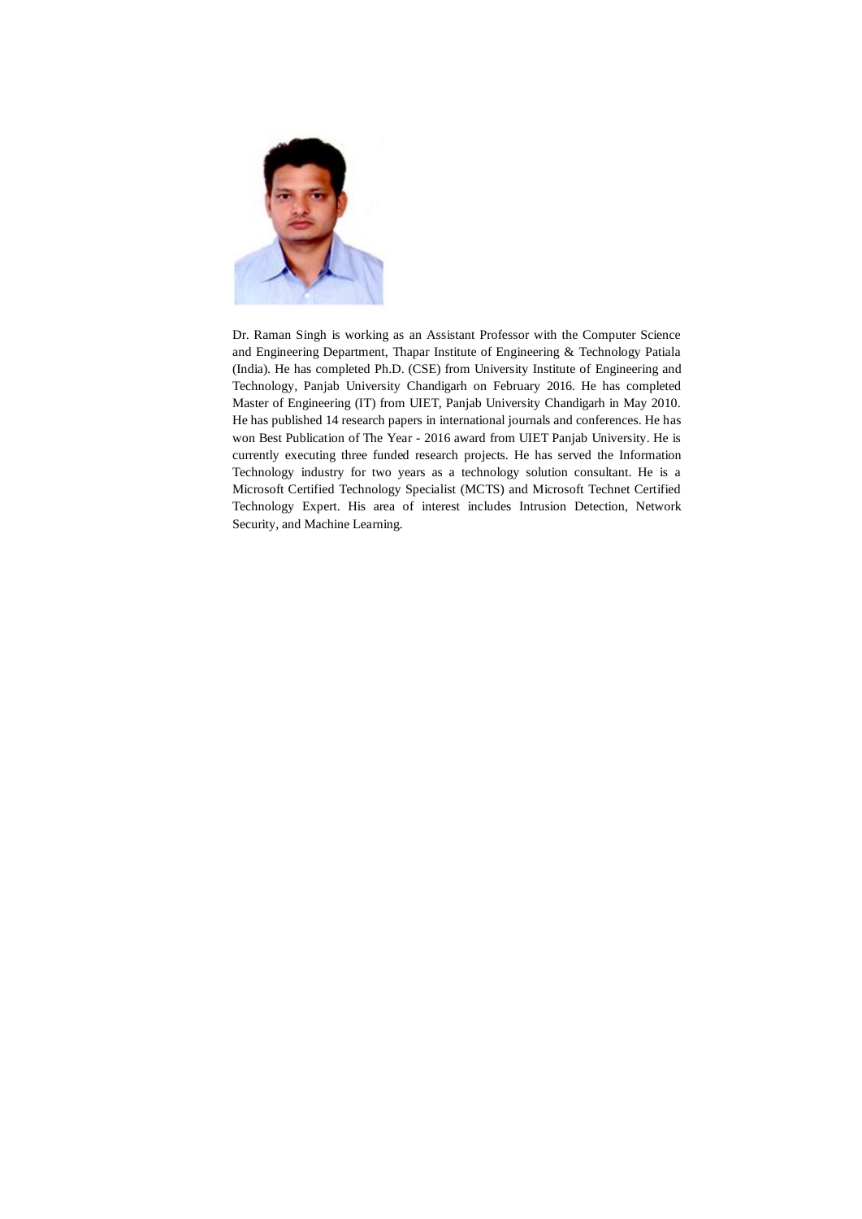Dr. Raman Singh is working as an Assistant Professor with the Computer Science and Engineering Department, Thapar Institute of Engineering & Technology Patiala (India). He has completed Ph.D. (CSE) from University Institute of Engineering and Technology, Panjab University Chandigarh on February 2016. He has completed Master of Engineering (IT) from UIET, Panjab University Chandigarh in May 2010. He has published 14 research papers in international journals and conferences. He has won Best Publication of The Year - 2016 award from UIET Panjab University. He is currently executing three funded research projects. He has served the Information Technology industry for two years as a technology solution consultant. He is a Microsoft Certified Technology Specialist (MCTS) and Microsoft Technet Certified Technology Expert. His area of interest includes Intrusion Detection, Network Security, and Machine Learning.